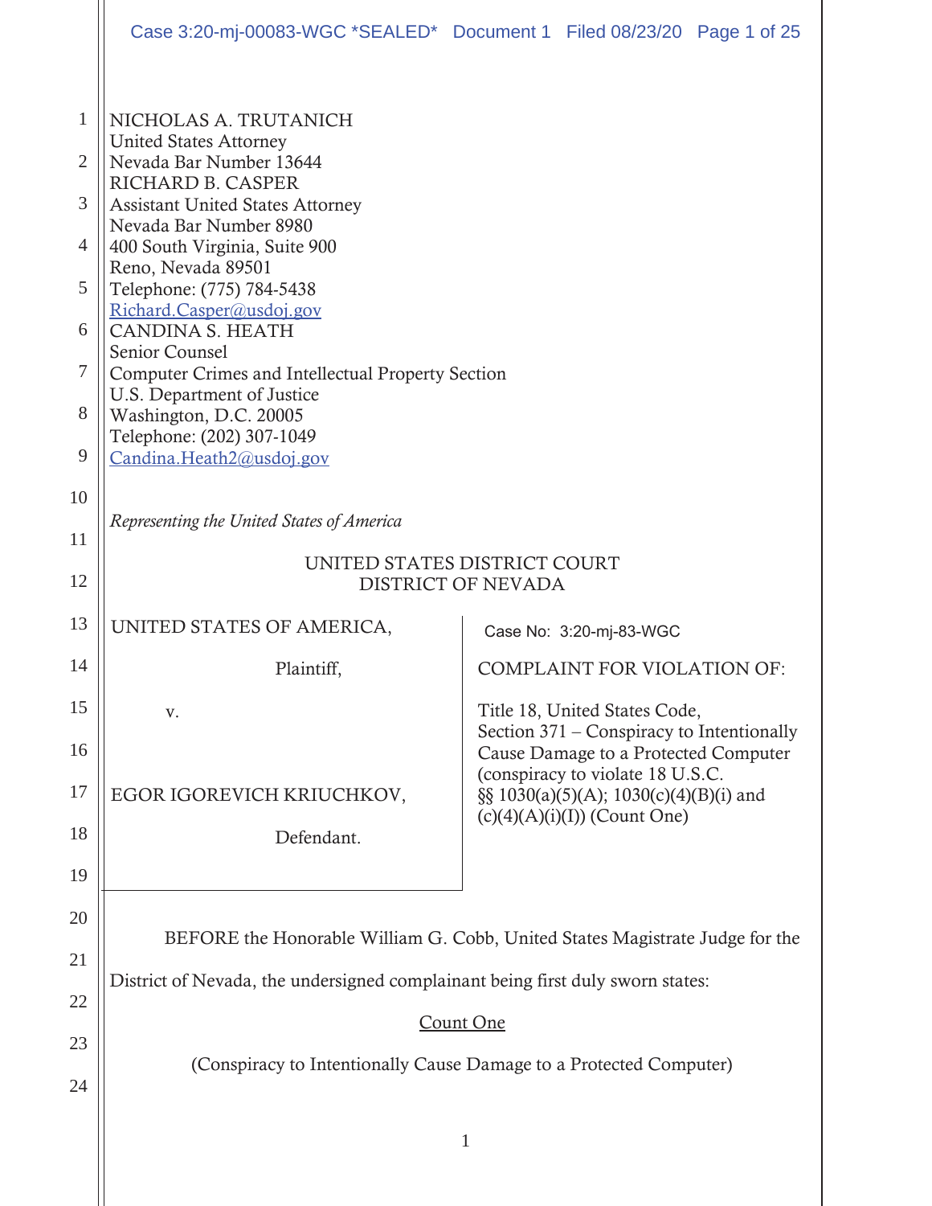NICHOLAS A. TRUTANICH
United States Attorney
Nevada Bar Number 13644
RICHARD B. CASPER
Assistant United States Attorney
Nevada Bar Number 8980
400 South Virginia, Suite 900
Reno, Nevada 89501
Telephone: (775) 784-5438
Richard.Casper@usdoj.gov
CANDINA S. HEATH
Senior Counsel
Computer Crimes and Intellectual Property Section
U.S. Department of Justice
Washington, D.C. 20005
Telephone: (202) 307-1049
Candina.Heath2@usdoj.gov

*Representing the United States of America*

UNITED STATES DISTRICT COURT
DISTRICT OF NEVADA

| | |
|---|---|
| UNITED STATES OF AMERICA,<br><br>Plaintiff,<br><br>v.<br><br>EGOR IGOREVICH KRIUCHKOV,<br><br>Defendant. | Case No: 3:20-mj-83-WGC<br><br>COMPLAINT FOR VIOLATION OF:<br><br>Title 18, United States Code, Section 371 – Conspiracy to Intentionally Cause Damage to a Protected Computer (conspiracy to violate 18 U.S.C. §§ 1030(a)(5)(A); 1030(c)(4)(B)(i) and (c)(4)(A)(i)(I)) (Count One) |

BEFORE the Honorable William G. Cobb, United States Magistrate Judge for the District of Nevada, the undersigned complainant being first duly sworn states:

Count One

(Conspiracy to Intentionally Cause Damage to a Protected Computer)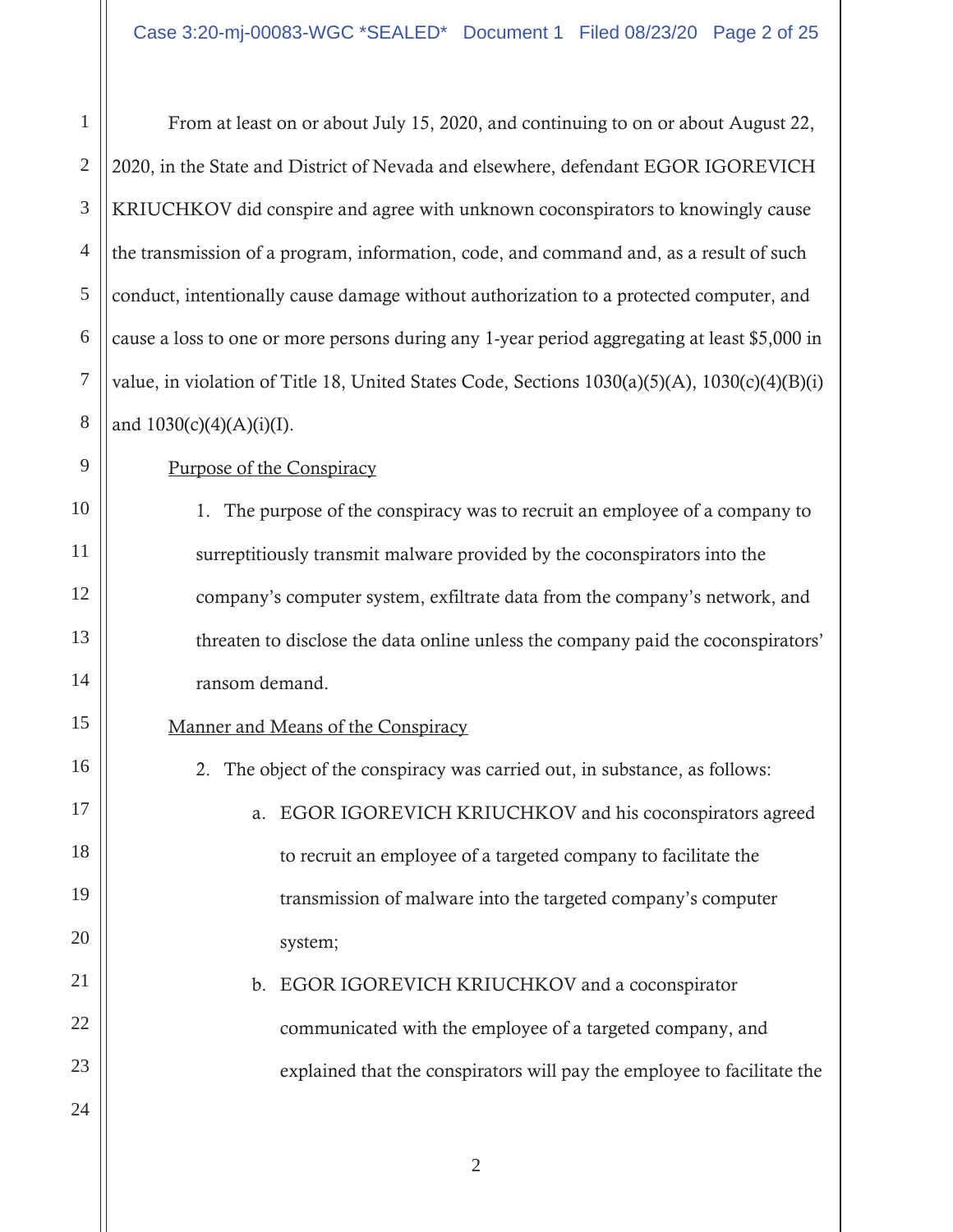From at least on or about July 15, 2020, and continuing to on or about August 22, 2020, in the State and District of Nevada and elsewhere, defendant EGOR IGOREVICH KRIUCHKOV did conspire and agree with unknown coconspirators to knowingly cause the transmission of a program, information, code, and command and, as a result of such conduct, intentionally cause damage without authorization to a protected computer, and cause a loss to one or more persons during any 1-year period aggregating at least $5,000 in value, in violation of Title 18, United States Code, Sections 1030(a)(5)(A), 1030(c)(4)(B)(i) and 1030(c)(4)(A)(i)(I).

<u>Purpose of the Conspiracy</u>

1. The purpose of the conspiracy was to recruit an employee of a company to surreptitiously transmit malware provided by the coconspirators into the company's computer system, exfiltrate data from the company's network, and threaten to disclose the data online unless the company paid the coconspirators' ransom demand.

<u>Manner and Means of the Conspiracy</u>

2. The object of the conspiracy was carried out, in substance, as follows:

   a. EGOR IGOREVICH KRIUCHKOV and his coconspirators agreed to recruit an employee of a targeted company to facilitate the transmission of malware into the targeted company's computer system;

   b. EGOR IGOREVICH KRIUCHKOV and a coconspirator communicated with the employee of a targeted company, and explained that the conspirators will pay the employee to facilitate the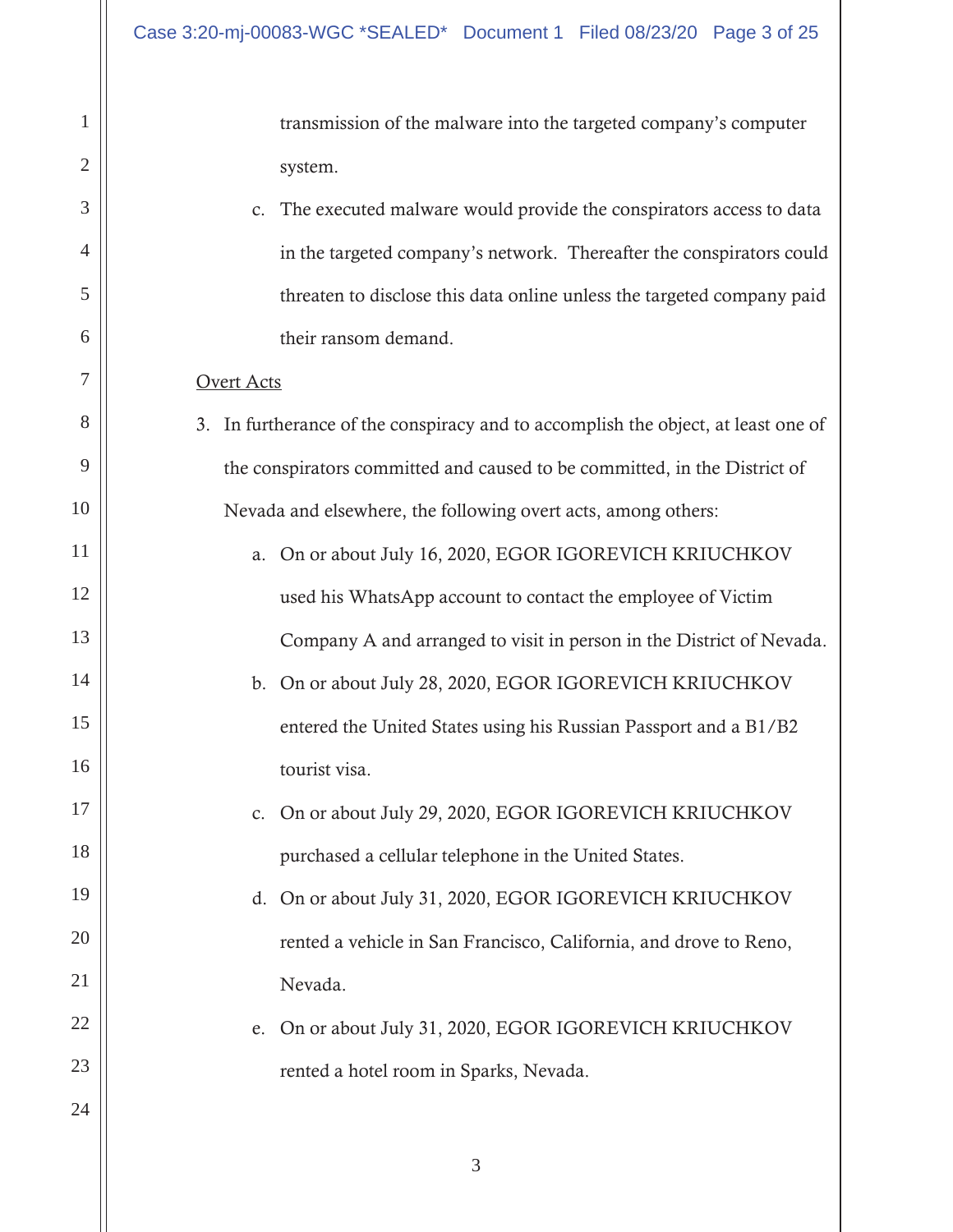transmission of the malware into the targeted company's computer system.

c. The executed malware would provide the conspirators access to data in the targeted company's network. Thereafter the conspirators could threaten to disclose this data online unless the targeted company paid their ransom demand.

Overt Acts

3. In furtherance of the conspiracy and to accomplish the object, at least one of the conspirators committed and caused to be committed, in the District of Nevada and elsewhere, the following overt acts, among others:

   a. On or about July 16, 2020, EGOR IGOREVICH KRIUCHKOV used his WhatsApp account to contact the employee of Victim Company A and arranged to visit in person in the District of Nevada.

   b. On or about July 28, 2020, EGOR IGOREVICH KRIUCHKOV entered the United States using his Russian Passport and a B1/B2 tourist visa.

   c. On or about July 29, 2020, EGOR IGOREVICH KRIUCHKOV purchased a cellular telephone in the United States.

   d. On or about July 31, 2020, EGOR IGOREVICH KRIUCHKOV rented a vehicle in San Francisco, California, and drove to Reno, Nevada.

   e. On or about July 31, 2020, EGOR IGOREVICH KRIUCHKOV rented a hotel room in Sparks, Nevada.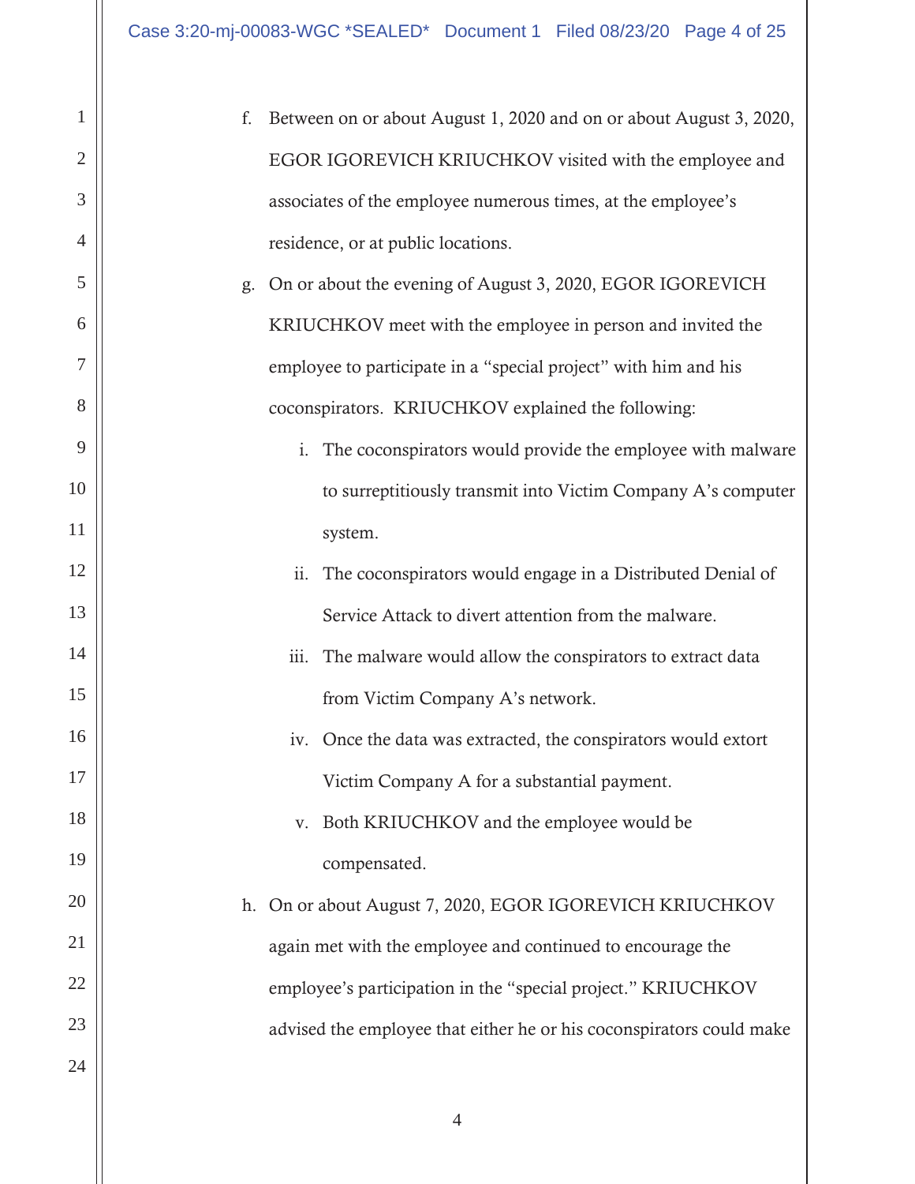f. Between on or about August 1, 2020 and on or about August 3, 2020, EGOR IGOREVICH KRIUCHKOV visited with the employee and associates of the employee numerous times, at the employee's residence, or at public locations.

g. On or about the evening of August 3, 2020, EGOR IGOREVICH KRIUCHKOV meet with the employee in person and invited the employee to participate in a "special project" with him and his coconspirators. KRIUCHKOV explained the following:

   i. The coconspirators would provide the employee with malware to surreptitiously transmit into Victim Company A's computer system.

   ii. The coconspirators would engage in a Distributed Denial of Service Attack to divert attention from the malware.

   iii. The malware would allow the conspirators to extract data from Victim Company A's network.

   iv. Once the data was extracted, the conspirators would extort Victim Company A for a substantial payment.

   v. Both KRIUCHKOV and the employee would be compensated.

h. On or about August 7, 2020, EGOR IGOREVICH KRIUCHKOV again met with the employee and continued to encourage the employee's participation in the "special project." KRIUCHKOV advised the employee that either he or his coconspirators could make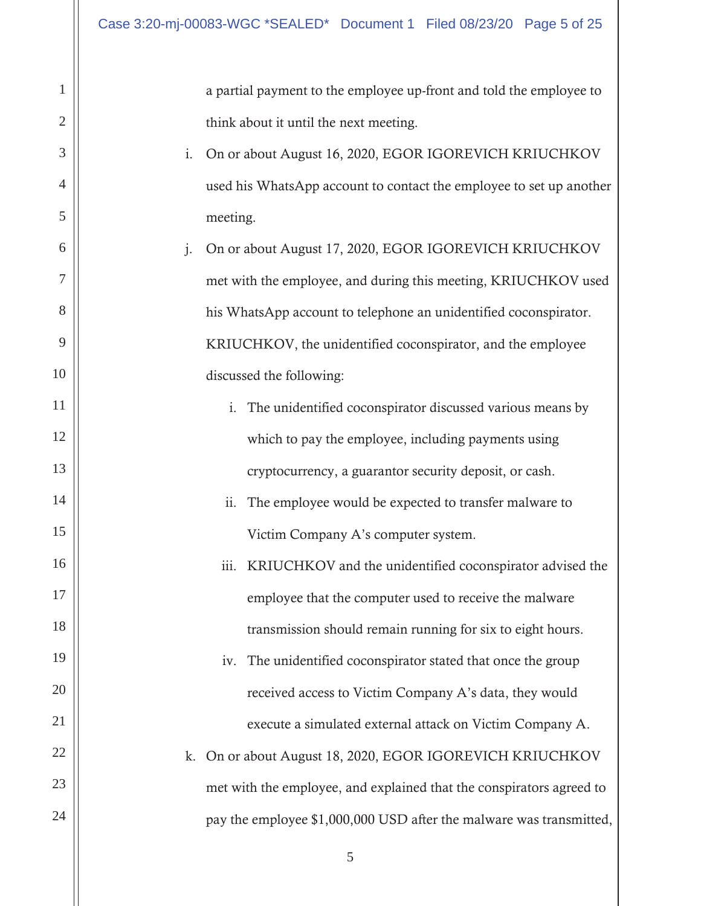a partial payment to the employee up-front and told the employee to think about it until the next meeting.

i. On or about August 16, 2020, EGOR IGOREVICH KRIUCHKOV used his WhatsApp account to contact the employee to set up another meeting.

j. On or about August 17, 2020, EGOR IGOREVICH KRIUCHKOV met with the employee, and during this meeting, KRIUCHKOV used his WhatsApp account to telephone an unidentified coconspirator. KRIUCHKOV, the unidentified coconspirator, and the employee discussed the following:

   i. The unidentified coconspirator discussed various means by which to pay the employee, including payments using cryptocurrency, a guarantor security deposit, or cash.

   ii. The employee would be expected to transfer malware to Victim Company A's computer system.

   iii. KRIUCHKOV and the unidentified coconspirator advised the employee that the computer used to receive the malware transmission should remain running for six to eight hours.

   iv. The unidentified coconspirator stated that once the group received access to Victim Company A's data, they would execute a simulated external attack on Victim Company A.

k. On or about August 18, 2020, EGOR IGOREVICH KRIUCHKOV met with the employee, and explained that the conspirators agreed to pay the employee $1,000,000 USD after the malware was transmitted,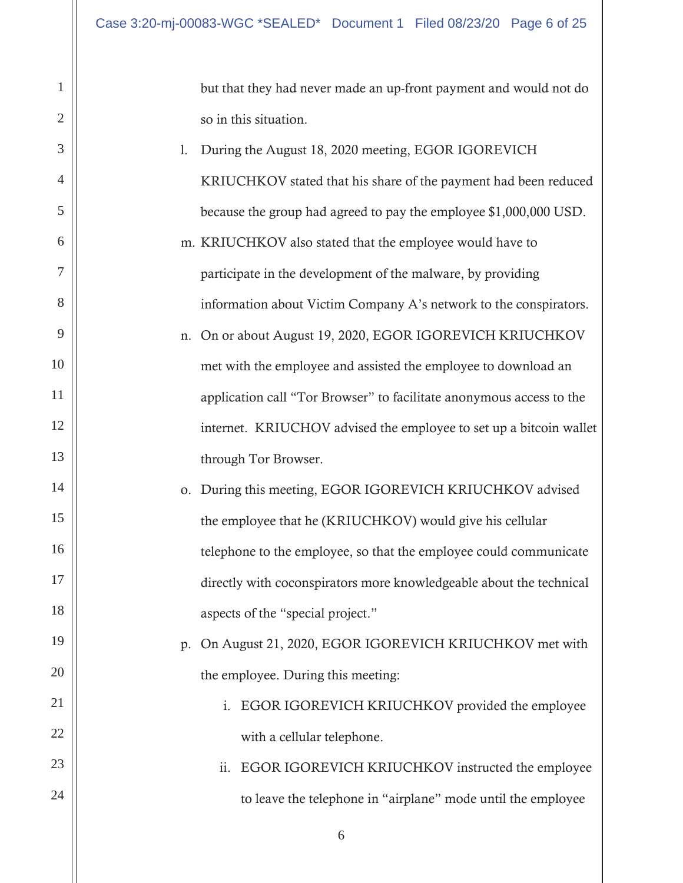but that they had never made an up-front payment and would not do so in this situation.

l. During the August 18, 2020 meeting, EGOR IGOREVICH KRIUCHKOV stated that his share of the payment had been reduced because the group had agreed to pay the employee $1,000,000 USD.

m. KRIUCHKOV also stated that the employee would have to participate in the development of the malware, by providing information about Victim Company A's network to the conspirators.

n. On or about August 19, 2020, EGOR IGOREVICH KRIUCHKOV met with the employee and assisted the employee to download an application call "Tor Browser" to facilitate anonymous access to the internet. KRIUCHOV advised the employee to set up a bitcoin wallet through Tor Browser.

o. During this meeting, EGOR IGOREVICH KRIUCHKOV advised the employee that he (KRIUCHKOV) would give his cellular telephone to the employee, so that the employee could communicate directly with coconspirators more knowledgeable about the technical aspects of the "special project."

p. On August 21, 2020, EGOR IGOREVICH KRIUCHKOV met with the employee. During this meeting:

   i. EGOR IGOREVICH KRIUCHKOV provided the employee with a cellular telephone.

   ii. EGOR IGOREVICH KRIUCHKOV instructed the employee to leave the telephone in "airplane" mode until the employee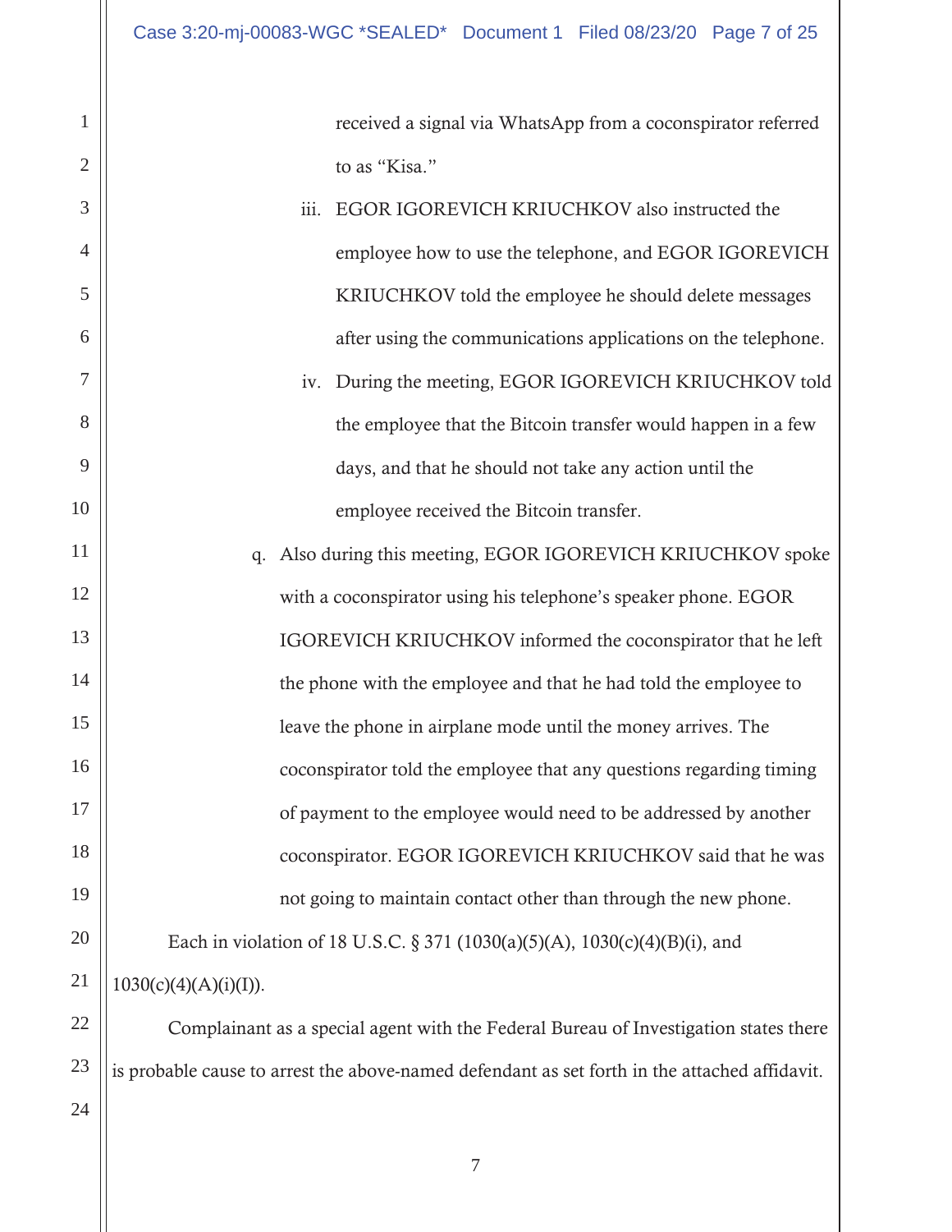received a signal via WhatsApp from a coconspirator referred to as "Kisa."

iii. EGOR IGOREVICH KRIUCHKOV also instructed the employee how to use the telephone, and EGOR IGOREVICH KRIUCHKOV told the employee he should delete messages after using the communications applications on the telephone.

iv. During the meeting, EGOR IGOREVICH KRIUCHKOV told the employee that the Bitcoin transfer would happen in a few days, and that he should not take any action until the employee received the Bitcoin transfer.

q. Also during this meeting, EGOR IGOREVICH KRIUCHKOV spoke with a coconspirator using his telephone's speaker phone. EGOR IGOREVICH KRIUCHKOV informed the coconspirator that he left the phone with the employee and that he had told the employee to leave the phone in airplane mode until the money arrives. The coconspirator told the employee that any questions regarding timing of payment to the employee would need to be addressed by another coconspirator. EGOR IGOREVICH KRIUCHKOV said that he was not going to maintain contact other than through the new phone.

Each in violation of 18 U.S.C. § 371 (1030(a)(5)(A), 1030(c)(4)(B)(i), and 1030(c)(4)(A)(i)(I)).

Complainant as a special agent with the Federal Bureau of Investigation states there is probable cause to arrest the above-named defendant as set forth in the attached affidavit.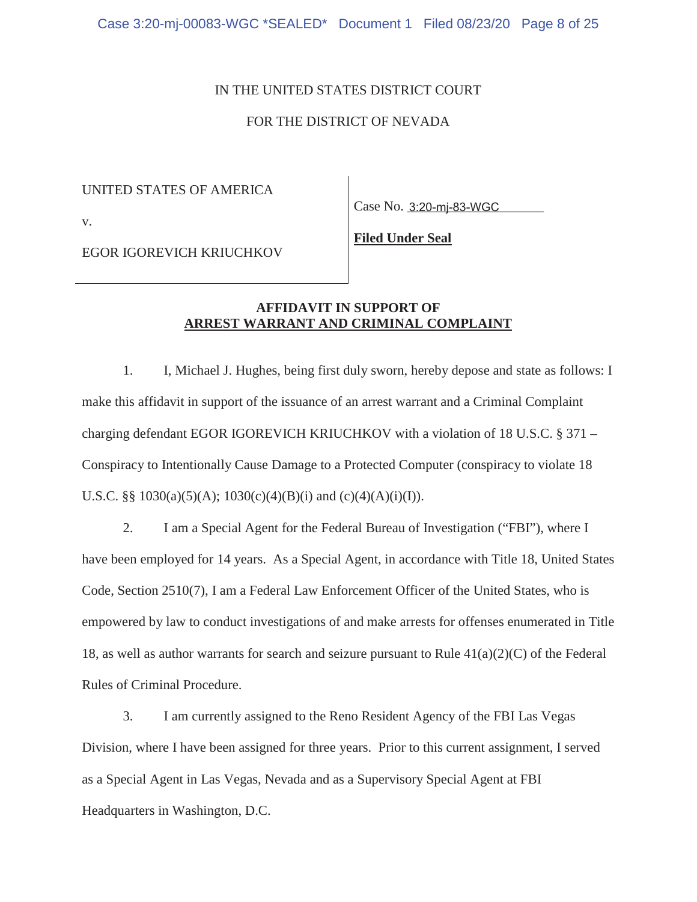IN THE UNITED STATES DISTRICT COURT

FOR THE DISTRICT OF NEVADA

| | |
|---|---|
| UNITED STATES OF AMERICA | Case No. 3:20-mj-83-WGC |
| v. | **Filed Under Seal** |
| EGOR IGOREVICH KRIUCHKOV | |

**AFFIDAVIT IN SUPPORT OF**
**ARREST WARRANT AND CRIMINAL COMPLAINT**

1. I, Michael J. Hughes, being first duly sworn, hereby depose and state as follows: I make this affidavit in support of the issuance of an arrest warrant and a Criminal Complaint charging defendant EGOR IGOREVICH KRIUCHKOV with a violation of 18 U.S.C. § 371 – Conspiracy to Intentionally Cause Damage to a Protected Computer (conspiracy to violate 18 U.S.C. §§ 1030(a)(5)(A); 1030(c)(4)(B)(i) and (c)(4)(A)(i)(I)).

2. I am a Special Agent for the Federal Bureau of Investigation ("FBI"), where I have been employed for 14 years. As a Special Agent, in accordance with Title 18, United States Code, Section 2510(7), I am a Federal Law Enforcement Officer of the United States, who is empowered by law to conduct investigations of and make arrests for offenses enumerated in Title 18, as well as author warrants for search and seizure pursuant to Rule 41(a)(2)(C) of the Federal Rules of Criminal Procedure.

3. I am currently assigned to the Reno Resident Agency of the FBI Las Vegas Division, where I have been assigned for three years. Prior to this current assignment, I served as a Special Agent in Las Vegas, Nevada and as a Supervisory Special Agent at FBI Headquarters in Washington, D.C.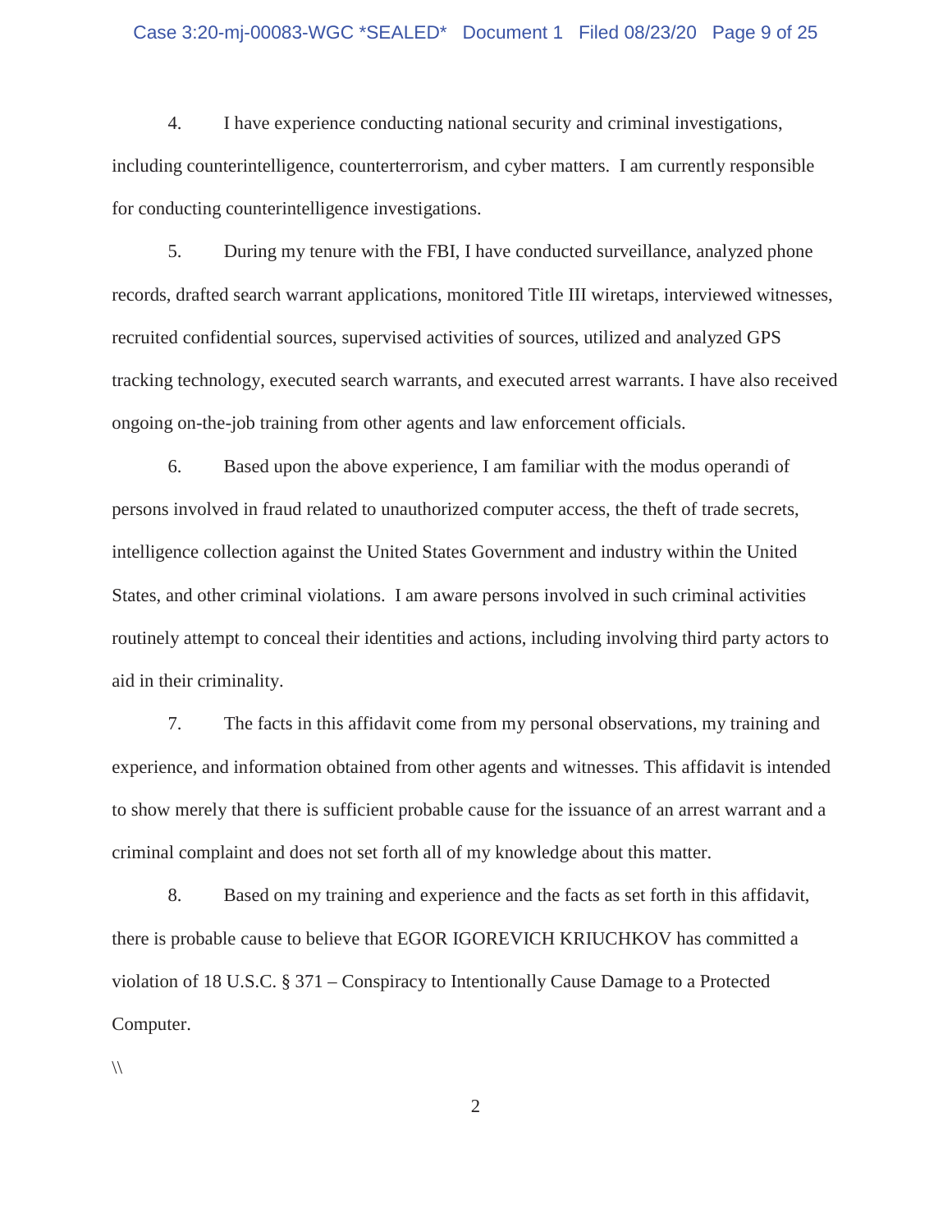4. I have experience conducting national security and criminal investigations, including counterintelligence, counterterrorism, and cyber matters. I am currently responsible for conducting counterintelligence investigations.

5. During my tenure with the FBI, I have conducted surveillance, analyzed phone records, drafted search warrant applications, monitored Title III wiretaps, interviewed witnesses, recruited confidential sources, supervised activities of sources, utilized and analyzed GPS tracking technology, executed search warrants, and executed arrest warrants. I have also received ongoing on-the-job training from other agents and law enforcement officials.

6. Based upon the above experience, I am familiar with the modus operandi of persons involved in fraud related to unauthorized computer access, the theft of trade secrets, intelligence collection against the United States Government and industry within the United States, and other criminal violations. I am aware persons involved in such criminal activities routinely attempt to conceal their identities and actions, including involving third party actors to aid in their criminality.

7. The facts in this affidavit come from my personal observations, my training and experience, and information obtained from other agents and witnesses. This affidavit is intended to show merely that there is sufficient probable cause for the issuance of an arrest warrant and a criminal complaint and does not set forth all of my knowledge about this matter.

8. Based on my training and experience and the facts as set forth in this affidavit, there is probable cause to believe that EGOR IGOREVICH KRIUCHKOV has committed a violation of 18 U.S.C. § 371 – Conspiracy to Intentionally Cause Damage to a Protected Computer.

\\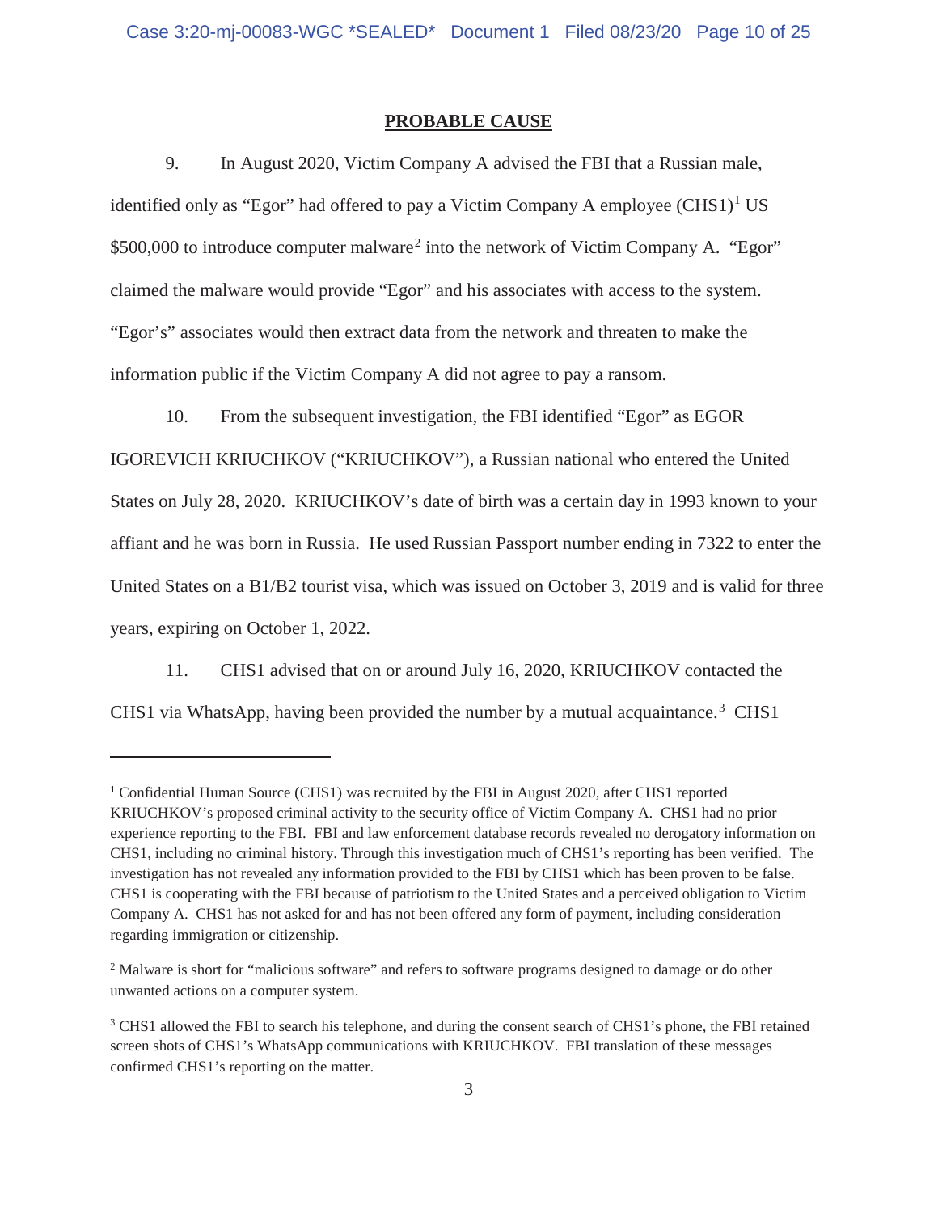## PROBABLE CAUSE

9. In August 2020, Victim Company A advised the FBI that a Russian male, identified only as "Egor" had offered to pay a Victim Company A employee (CHS1)[1] US $500,000 to introduce computer malware[2] into the network of Victim Company A. "Egor" claimed the malware would provide "Egor" and his associates with access to the system. "Egor's" associates would then extract data from the network and threaten to make the information public if the Victim Company A did not agree to pay a ransom.

10. From the subsequent investigation, the FBI identified "Egor" as EGOR IGOREVICH KRIUCHKOV ("KRIUCHKOV"), a Russian national who entered the United States on July 28, 2020. KRIUCHKOV's date of birth was a certain day in 1993 known to your affiant and he was born in Russia. He used Russian Passport number ending in 7322 to enter the United States on a B1/B2 tourist visa, which was issued on October 3, 2019 and is valid for three years, expiring on October 1, 2022.

11. CHS1 advised that on or around July 16, 2020, KRIUCHKOV contacted the CHS1 via WhatsApp, having been provided the number by a mutual acquaintance.[3] CHS1

---

[1] Confidential Human Source (CHS1) was recruited by the FBI in August 2020, after CHS1 reported KRIUCHKOV's proposed criminal activity to the security office of Victim Company A. CHS1 had no prior experience reporting to the FBI. FBI and law enforcement database records revealed no derogatory information on CHS1, including no criminal history. Through this investigation much of CHS1's reporting has been verified. The investigation has not revealed any information provided to the FBI by CHS1 which has been proven to be false. CHS1 is cooperating with the FBI because of patriotism to the United States and a perceived obligation to Victim Company A. CHS1 has not asked for and has not been offered any form of payment, including consideration regarding immigration or citizenship.

[2] Malware is short for "malicious software" and refers to software programs designed to damage or do other unwanted actions on a computer system.

[3] CHS1 allowed the FBI to search his telephone, and during the consent search of CHS1's phone, the FBI retained screen shots of CHS1's WhatsApp communications with KRIUCHKOV. FBI translation of these messages confirmed CHS1's reporting on the matter.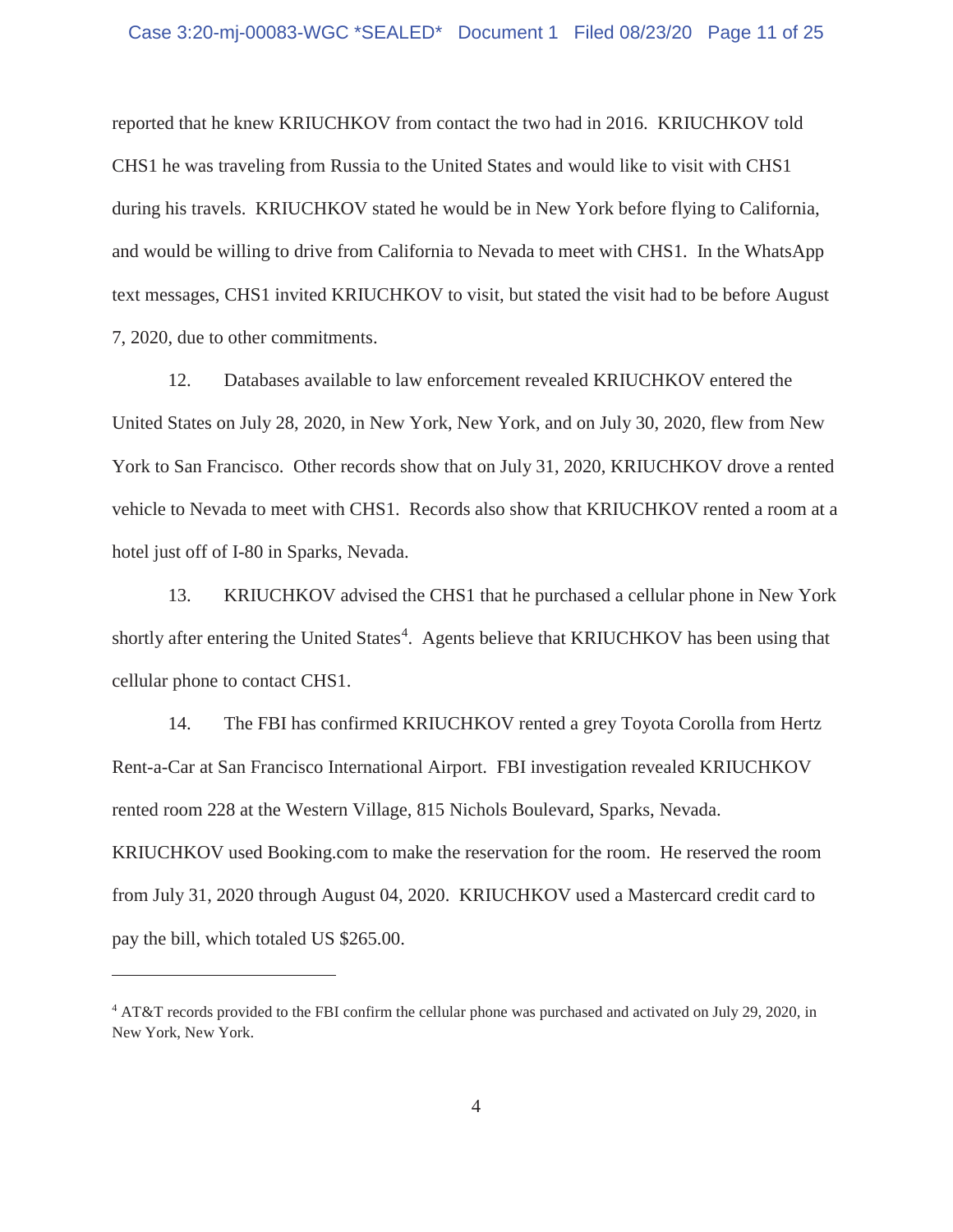reported that he knew KRIUCHKOV from contact the two had in 2016. KRIUCHKOV told CHS1 he was traveling from Russia to the United States and would like to visit with CHS1 during his travels. KRIUCHKOV stated he would be in New York before flying to California, and would be willing to drive from California to Nevada to meet with CHS1. In the WhatsApp text messages, CHS1 invited KRIUCHKOV to visit, but stated the visit had to be before August 7, 2020, due to other commitments.

12. Databases available to law enforcement revealed KRIUCHKOV entered the United States on July 28, 2020, in New York, New York, and on July 30, 2020, flew from New York to San Francisco. Other records show that on July 31, 2020, KRIUCHKOV drove a rented vehicle to Nevada to meet with CHS1. Records also show that KRIUCHKOV rented a room at a hotel just off of I-80 in Sparks, Nevada.

13. KRIUCHKOV advised the CHS1 that he purchased a cellular phone in New York shortly after entering the United States[4]. Agents believe that KRIUCHKOV has been using that cellular phone to contact CHS1.

14. The FBI has confirmed KRIUCHKOV rented a grey Toyota Corolla from Hertz Rent-a-Car at San Francisco International Airport. FBI investigation revealed KRIUCHKOV rented room 228 at the Western Village, 815 Nichols Boulevard, Sparks, Nevada. KRIUCHKOV used Booking.com to make the reservation for the room. He reserved the room from July 31, 2020 through August 04, 2020. KRIUCHKOV used a Mastercard credit card to pay the bill, which totaled US $265.00.

---

[4] AT&T records provided to the FBI confirm the cellular phone was purchased and activated on July 29, 2020, in New York, New York.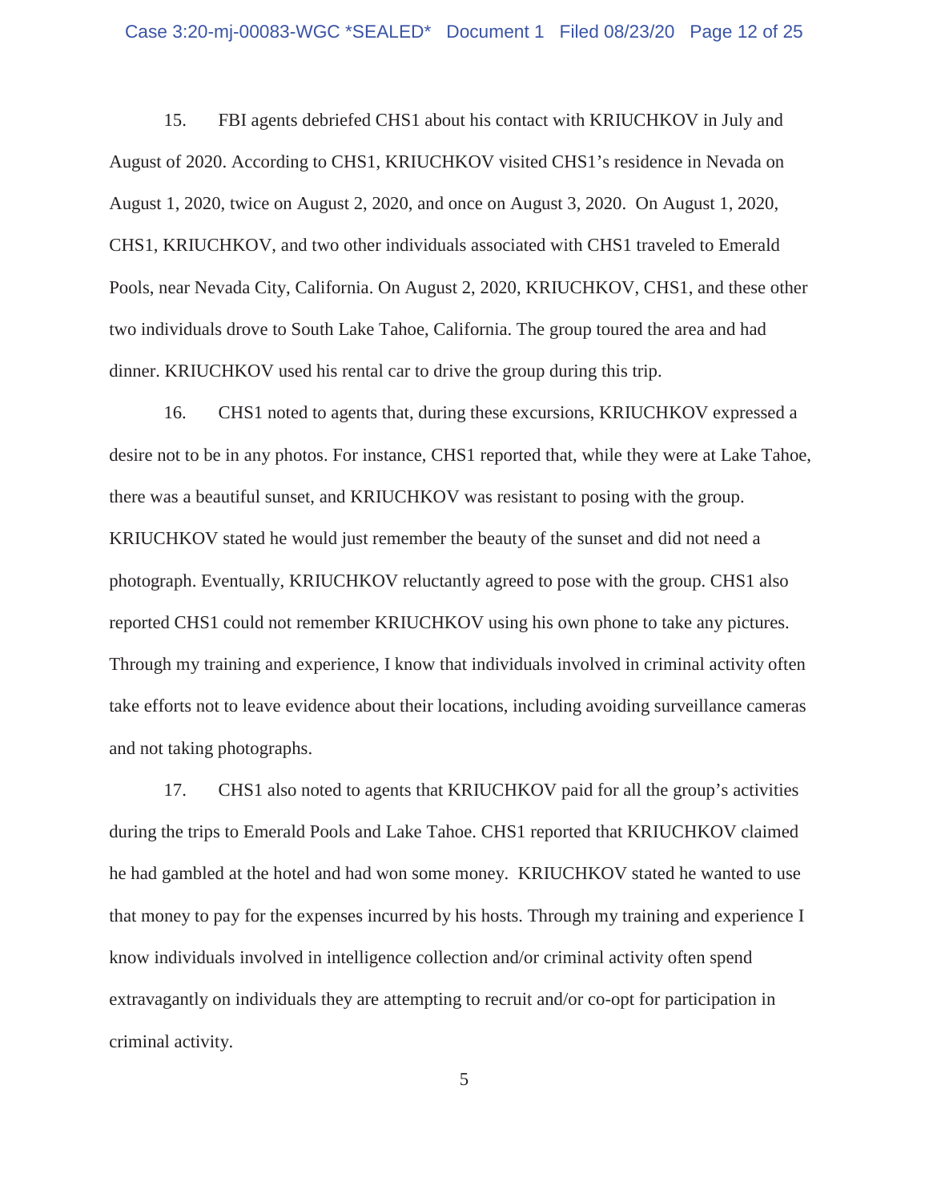15. FBI agents debriefed CHS1 about his contact with KRIUCHKOV in July and August of 2020. According to CHS1, KRIUCHKOV visited CHS1's residence in Nevada on August 1, 2020, twice on August 2, 2020, and once on August 3, 2020. On August 1, 2020, CHS1, KRIUCHKOV, and two other individuals associated with CHS1 traveled to Emerald Pools, near Nevada City, California. On August 2, 2020, KRIUCHKOV, CHS1, and these other two individuals drove to South Lake Tahoe, California. The group toured the area and had dinner. KRIUCHKOV used his rental car to drive the group during this trip.

16. CHS1 noted to agents that, during these excursions, KRIUCHKOV expressed a desire not to be in any photos. For instance, CHS1 reported that, while they were at Lake Tahoe, there was a beautiful sunset, and KRIUCHKOV was resistant to posing with the group. KRIUCHKOV stated he would just remember the beauty of the sunset and did not need a photograph. Eventually, KRIUCHKOV reluctantly agreed to pose with the group. CHS1 also reported CHS1 could not remember KRIUCHKOV using his own phone to take any pictures. Through my training and experience, I know that individuals involved in criminal activity often take efforts not to leave evidence about their locations, including avoiding surveillance cameras and not taking photographs.

17. CHS1 also noted to agents that KRIUCHKOV paid for all the group's activities during the trips to Emerald Pools and Lake Tahoe. CHS1 reported that KRIUCHKOV claimed he had gambled at the hotel and had won some money. KRIUCHKOV stated he wanted to use that money to pay for the expenses incurred by his hosts. Through my training and experience I know individuals involved in intelligence collection and/or criminal activity often spend extravagantly on individuals they are attempting to recruit and/or co-opt for participation in criminal activity.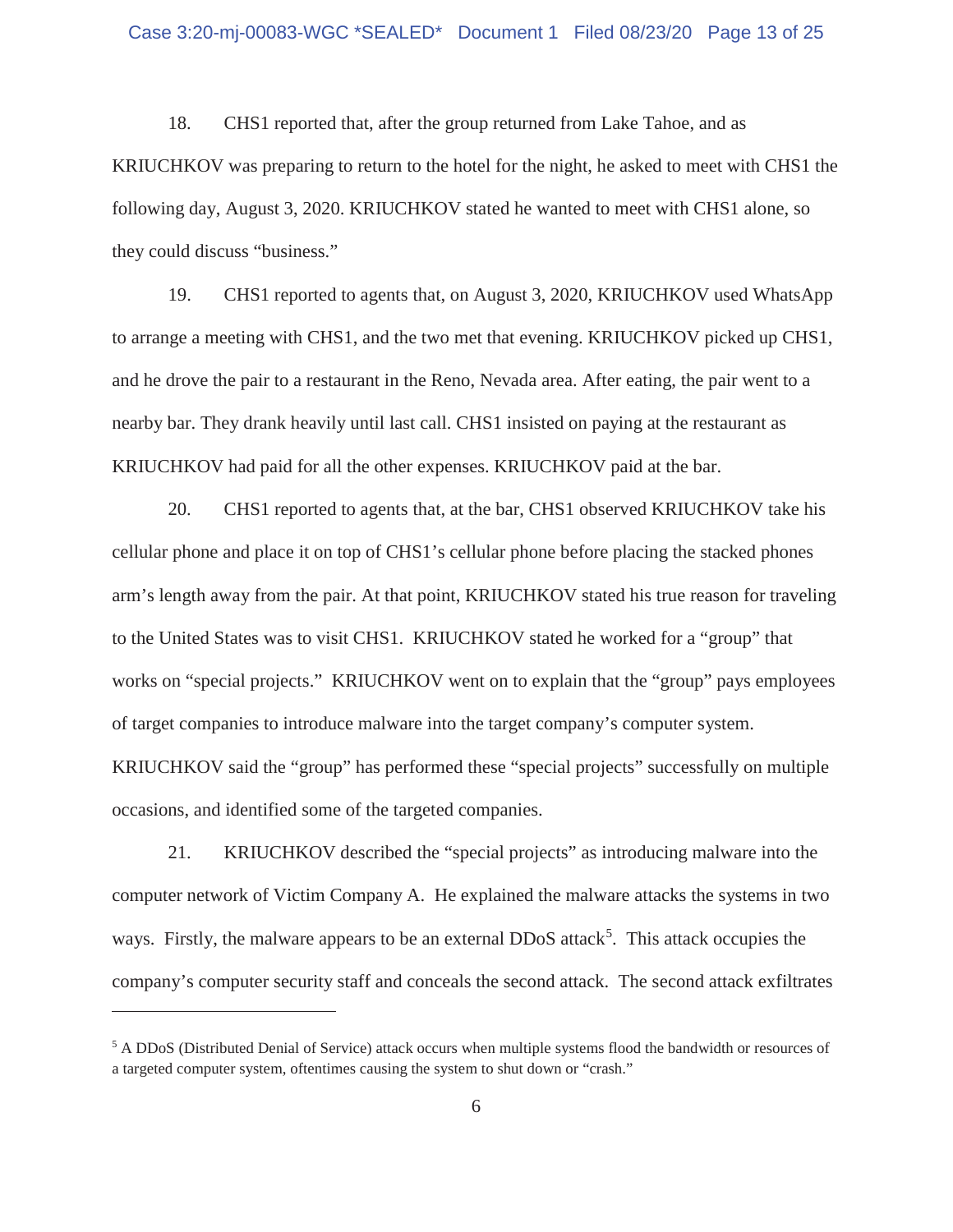18. CHS1 reported that, after the group returned from Lake Tahoe, and as KRIUCHKOV was preparing to return to the hotel for the night, he asked to meet with CHS1 the following day, August 3, 2020. KRIUCHKOV stated he wanted to meet with CHS1 alone, so they could discuss "business."

19. CHS1 reported to agents that, on August 3, 2020, KRIUCHKOV used WhatsApp to arrange a meeting with CHS1, and the two met that evening. KRIUCHKOV picked up CHS1, and he drove the pair to a restaurant in the Reno, Nevada area. After eating, the pair went to a nearby bar. They drank heavily until last call. CHS1 insisted on paying at the restaurant as KRIUCHKOV had paid for all the other expenses. KRIUCHKOV paid at the bar.

20. CHS1 reported to agents that, at the bar, CHS1 observed KRIUCHKOV take his cellular phone and place it on top of CHS1's cellular phone before placing the stacked phones arm's length away from the pair. At that point, KRIUCHKOV stated his true reason for traveling to the United States was to visit CHS1. KRIUCHKOV stated he worked for a "group" that works on "special projects." KRIUCHKOV went on to explain that the "group" pays employees of target companies to introduce malware into the target company's computer system. KRIUCHKOV said the "group" has performed these "special projects" successfully on multiple occasions, and identified some of the targeted companies.

21. KRIUCHKOV described the "special projects" as introducing malware into the computer network of Victim Company A. He explained the malware attacks the systems in two ways. Firstly, the malware appears to be an external DDoS attack[5]. This attack occupies the company's computer security staff and conceals the second attack. The second attack exfiltrates

---

[5] A DDoS (Distributed Denial of Service) attack occurs when multiple systems flood the bandwidth or resources of a targeted computer system, oftentimes causing the system to shut down or "crash."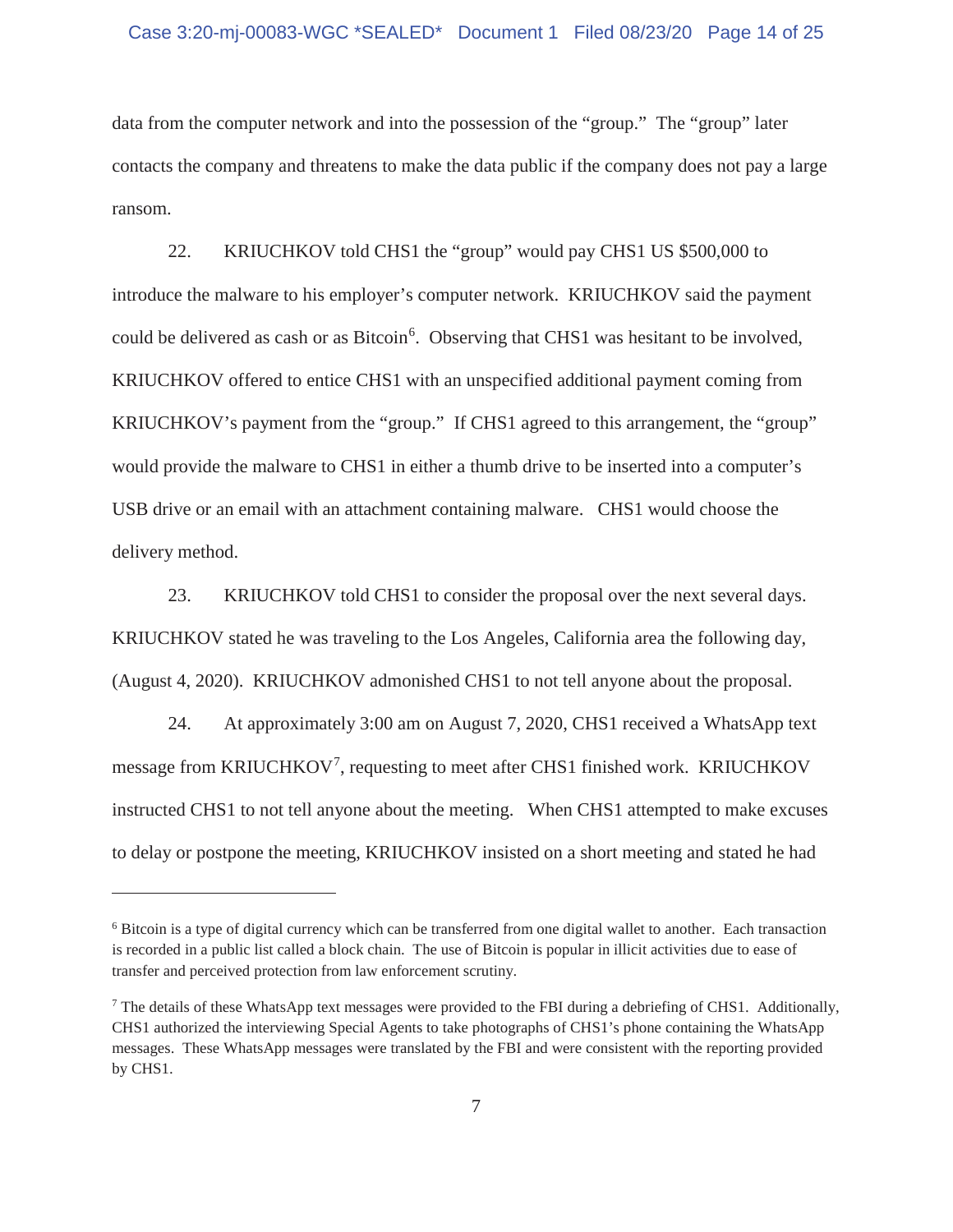data from the computer network and into the possession of the "group." The "group" later contacts the company and threatens to make the data public if the company does not pay a large ransom.

22. KRIUCHKOV told CHS1 the "group" would pay CHS1 US $500,000 to introduce the malware to his employer's computer network. KRIUCHKOV said the payment could be delivered as cash or as Bitcoin[6]. Observing that CHS1 was hesitant to be involved, KRIUCHKOV offered to entice CHS1 with an unspecified additional payment coming from KRIUCHKOV's payment from the "group." If CHS1 agreed to this arrangement, the "group" would provide the malware to CHS1 in either a thumb drive to be inserted into a computer's USB drive or an email with an attachment containing malware. CHS1 would choose the delivery method.

23. KRIUCHKOV told CHS1 to consider the proposal over the next several days. KRIUCHKOV stated he was traveling to the Los Angeles, California area the following day, (August 4, 2020). KRIUCHKOV admonished CHS1 to not tell anyone about the proposal.

24. At approximately 3:00 am on August 7, 2020, CHS1 received a WhatsApp text message from KRIUCHKOV[7], requesting to meet after CHS1 finished work. KRIUCHKOV instructed CHS1 to not tell anyone about the meeting. When CHS1 attempted to make excuses to delay or postpone the meeting, KRIUCHKOV insisted on a short meeting and stated he had

---

[6] Bitcoin is a type of digital currency which can be transferred from one digital wallet to another. Each transaction is recorded in a public list called a block chain. The use of Bitcoin is popular in illicit activities due to ease of transfer and perceived protection from law enforcement scrutiny.

[7] The details of these WhatsApp text messages were provided to the FBI during a debriefing of CHS1. Additionally, CHS1 authorized the interviewing Special Agents to take photographs of CHS1's phone containing the WhatsApp messages. These WhatsApp messages were translated by the FBI and were consistent with the reporting provided by CHS1.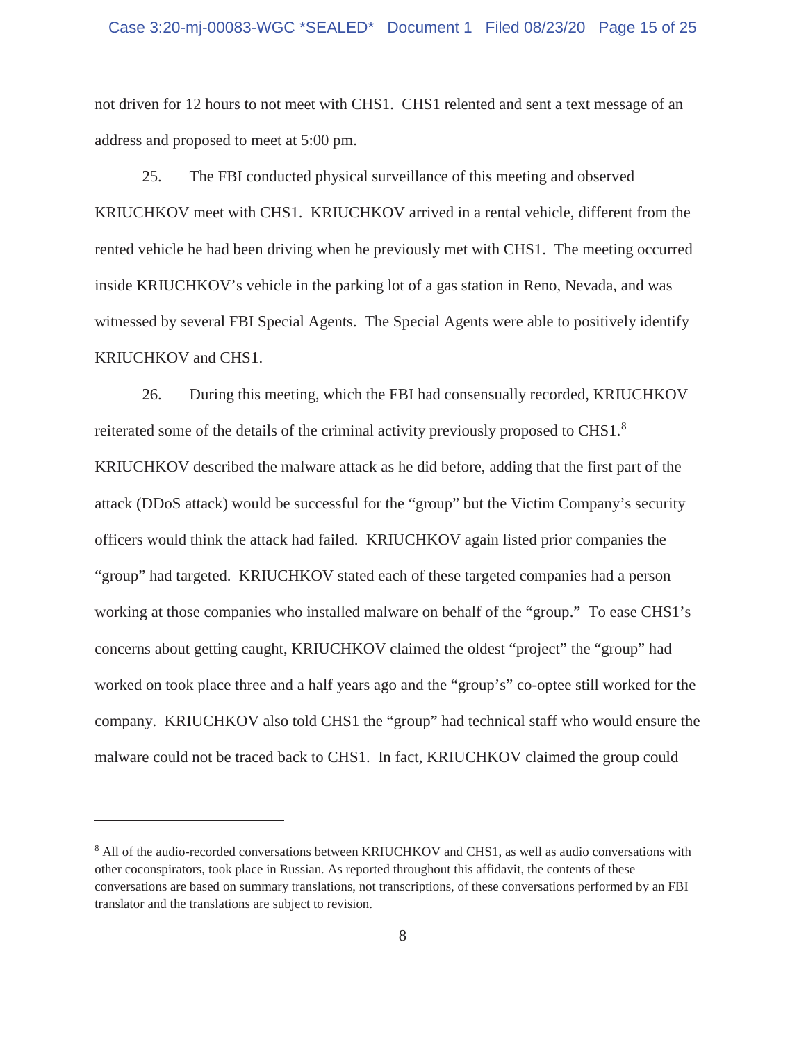not driven for 12 hours to not meet with CHS1. CHS1 relented and sent a text message of an address and proposed to meet at 5:00 pm.

25. The FBI conducted physical surveillance of this meeting and observed KRIUCHKOV meet with CHS1. KRIUCHKOV arrived in a rental vehicle, different from the rented vehicle he had been driving when he previously met with CHS1. The meeting occurred inside KRIUCHKOV's vehicle in the parking lot of a gas station in Reno, Nevada, and was witnessed by several FBI Special Agents. The Special Agents were able to positively identify KRIUCHKOV and CHS1.

26. During this meeting, which the FBI had consensually recorded, KRIUCHKOV reiterated some of the details of the criminal activity previously proposed to CHS1.[8] KRIUCHKOV described the malware attack as he did before, adding that the first part of the attack (DDoS attack) would be successful for the "group" but the Victim Company's security officers would think the attack had failed. KRIUCHKOV again listed prior companies the "group" had targeted. KRIUCHKOV stated each of these targeted companies had a person working at those companies who installed malware on behalf of the "group." To ease CHS1's concerns about getting caught, KRIUCHKOV claimed the oldest "project" the "group" had worked on took place three and a half years ago and the "group's" co-optee still worked for the company. KRIUCHKOV also told CHS1 the "group" had technical staff who would ensure the malware could not be traced back to CHS1. In fact, KRIUCHKOV claimed the group could

---

[8] All of the audio-recorded conversations between KRIUCHKOV and CHS1, as well as audio conversations with other coconspirators, took place in Russian. As reported throughout this affidavit, the contents of these conversations are based on summary translations, not transcriptions, of these conversations performed by an FBI translator and the translations are subject to revision.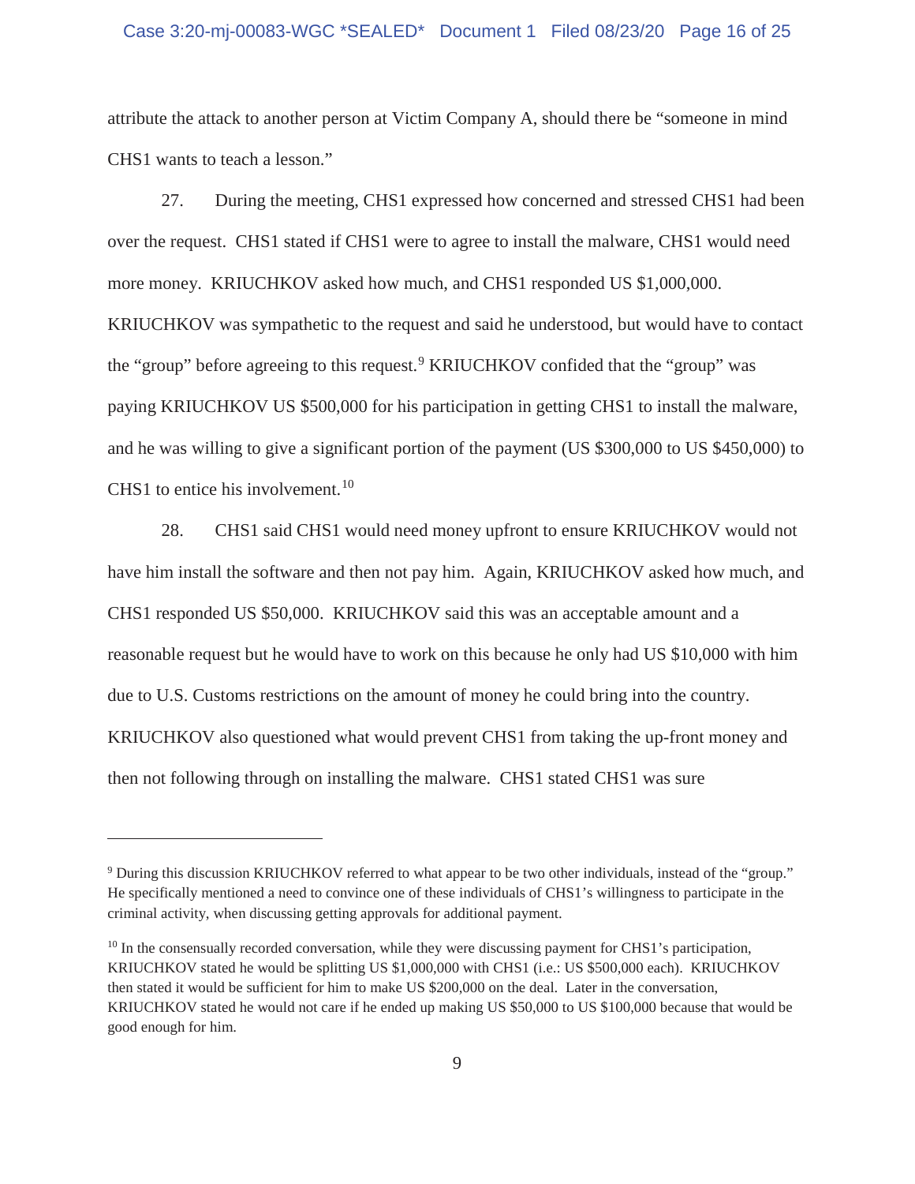attribute the attack to another person at Victim Company A, should there be "someone in mind CHS1 wants to teach a lesson."

27. During the meeting, CHS1 expressed how concerned and stressed CHS1 had been over the request. CHS1 stated if CHS1 were to agree to install the malware, CHS1 would need more money. KRIUCHKOV asked how much, and CHS1 responded US $1,000,000. KRIUCHKOV was sympathetic to the request and said he understood, but would have to contact the "group" before agreeing to this request.[9] KRIUCHKOV confided that the "group" was paying KRIUCHKOV US $500,000 for his participation in getting CHS1 to install the malware, and he was willing to give a significant portion of the payment (US $300,000 to US $450,000) to CHS1 to entice his involvement.[10]

28. CHS1 said CHS1 would need money upfront to ensure KRIUCHKOV would not have him install the software and then not pay him. Again, KRIUCHKOV asked how much, and CHS1 responded US $50,000. KRIUCHKOV said this was an acceptable amount and a reasonable request but he would have to work on this because he only had US $10,000 with him due to U.S. Customs restrictions on the amount of money he could bring into the country. KRIUCHKOV also questioned what would prevent CHS1 from taking the up-front money and then not following through on installing the malware. CHS1 stated CHS1 was sure

---

[9] During this discussion KRIUCHKOV referred to what appear to be two other individuals, instead of the "group." He specifically mentioned a need to convince one of these individuals of CHS1's willingness to participate in the criminal activity, when discussing getting approvals for additional payment.

[10] In the consensually recorded conversation, while they were discussing payment for CHS1's participation, KRIUCHKOV stated he would be splitting US $1,000,000 with CHS1 (i.e.: US $500,000 each). KRIUCHKOV then stated it would be sufficient for him to make US $200,000 on the deal. Later in the conversation, KRIUCHKOV stated he would not care if he ended up making US $50,000 to US $100,000 because that would be good enough for him.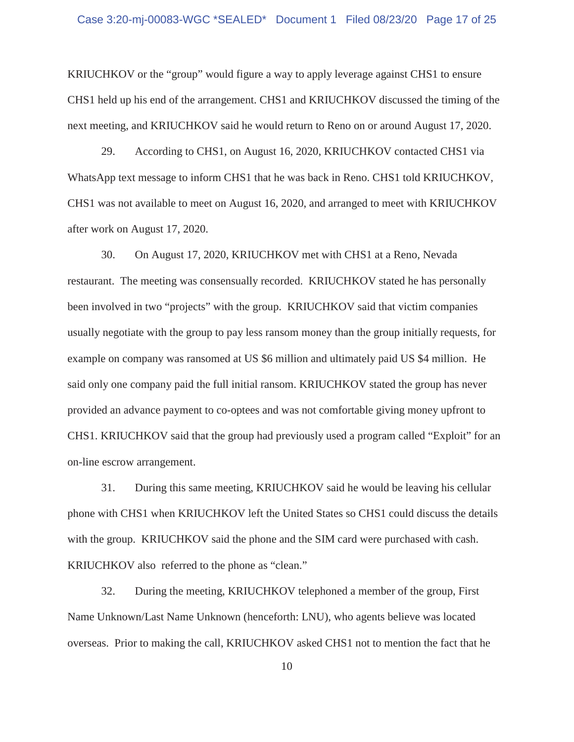KRIUCHKOV or the "group" would figure a way to apply leverage against CHS1 to ensure CHS1 held up his end of the arrangement. CHS1 and KRIUCHKOV discussed the timing of the next meeting, and KRIUCHKOV said he would return to Reno on or around August 17, 2020.

29. According to CHS1, on August 16, 2020, KRIUCHKOV contacted CHS1 via WhatsApp text message to inform CHS1 that he was back in Reno. CHS1 told KRIUCHKOV, CHS1 was not available to meet on August 16, 2020, and arranged to meet with KRIUCHKOV after work on August 17, 2020.

30. On August 17, 2020, KRIUCHKOV met with CHS1 at a Reno, Nevada restaurant. The meeting was consensually recorded. KRIUCHKOV stated he has personally been involved in two "projects" with the group. KRIUCHKOV said that victim companies usually negotiate with the group to pay less ransom money than the group initially requests, for example on company was ransomed at US $6 million and ultimately paid US $4 million. He said only one company paid the full initial ransom. KRIUCHKOV stated the group has never provided an advance payment to co-optees and was not comfortable giving money upfront to CHS1. KRIUCHKOV said that the group had previously used a program called "Exploit" for an on-line escrow arrangement.

31. During this same meeting, KRIUCHKOV said he would be leaving his cellular phone with CHS1 when KRIUCHKOV left the United States so CHS1 could discuss the details with the group. KRIUCHKOV said the phone and the SIM card were purchased with cash. KRIUCHKOV also referred to the phone as "clean."

32. During the meeting, KRIUCHKOV telephoned a member of the group, First Name Unknown/Last Name Unknown (henceforth: LNU), who agents believe was located overseas. Prior to making the call, KRIUCHKOV asked CHS1 not to mention the fact that he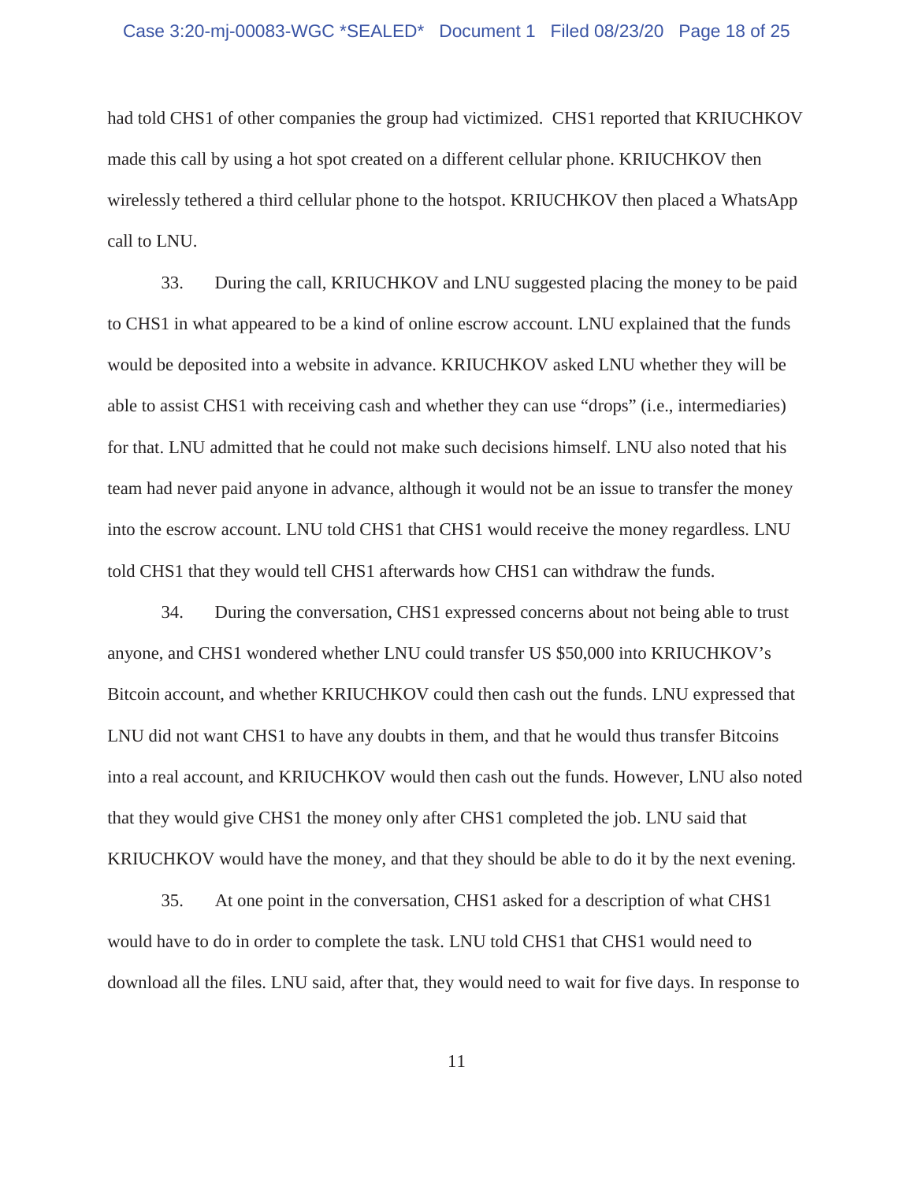had told CHS1 of other companies the group had victimized. CHS1 reported that KRIUCHKOV made this call by using a hot spot created on a different cellular phone. KRIUCHKOV then wirelessly tethered a third cellular phone to the hotspot. KRIUCHKOV then placed a WhatsApp call to LNU.

33. During the call, KRIUCHKOV and LNU suggested placing the money to be paid to CHS1 in what appeared to be a kind of online escrow account. LNU explained that the funds would be deposited into a website in advance. KRIUCHKOV asked LNU whether they will be able to assist CHS1 with receiving cash and whether they can use "drops" (i.e., intermediaries) for that. LNU admitted that he could not make such decisions himself. LNU also noted that his team had never paid anyone in advance, although it would not be an issue to transfer the money into the escrow account. LNU told CHS1 that CHS1 would receive the money regardless. LNU told CHS1 that they would tell CHS1 afterwards how CHS1 can withdraw the funds.

34. During the conversation, CHS1 expressed concerns about not being able to trust anyone, and CHS1 wondered whether LNU could transfer US $50,000 into KRIUCHKOV's Bitcoin account, and whether KRIUCHKOV could then cash out the funds. LNU expressed that LNU did not want CHS1 to have any doubts in them, and that he would thus transfer Bitcoins into a real account, and KRIUCHKOV would then cash out the funds. However, LNU also noted that they would give CHS1 the money only after CHS1 completed the job. LNU said that KRIUCHKOV would have the money, and that they should be able to do it by the next evening.

35. At one point in the conversation, CHS1 asked for a description of what CHS1 would have to do in order to complete the task. LNU told CHS1 that CHS1 would need to download all the files. LNU said, after that, they would need to wait for five days. In response to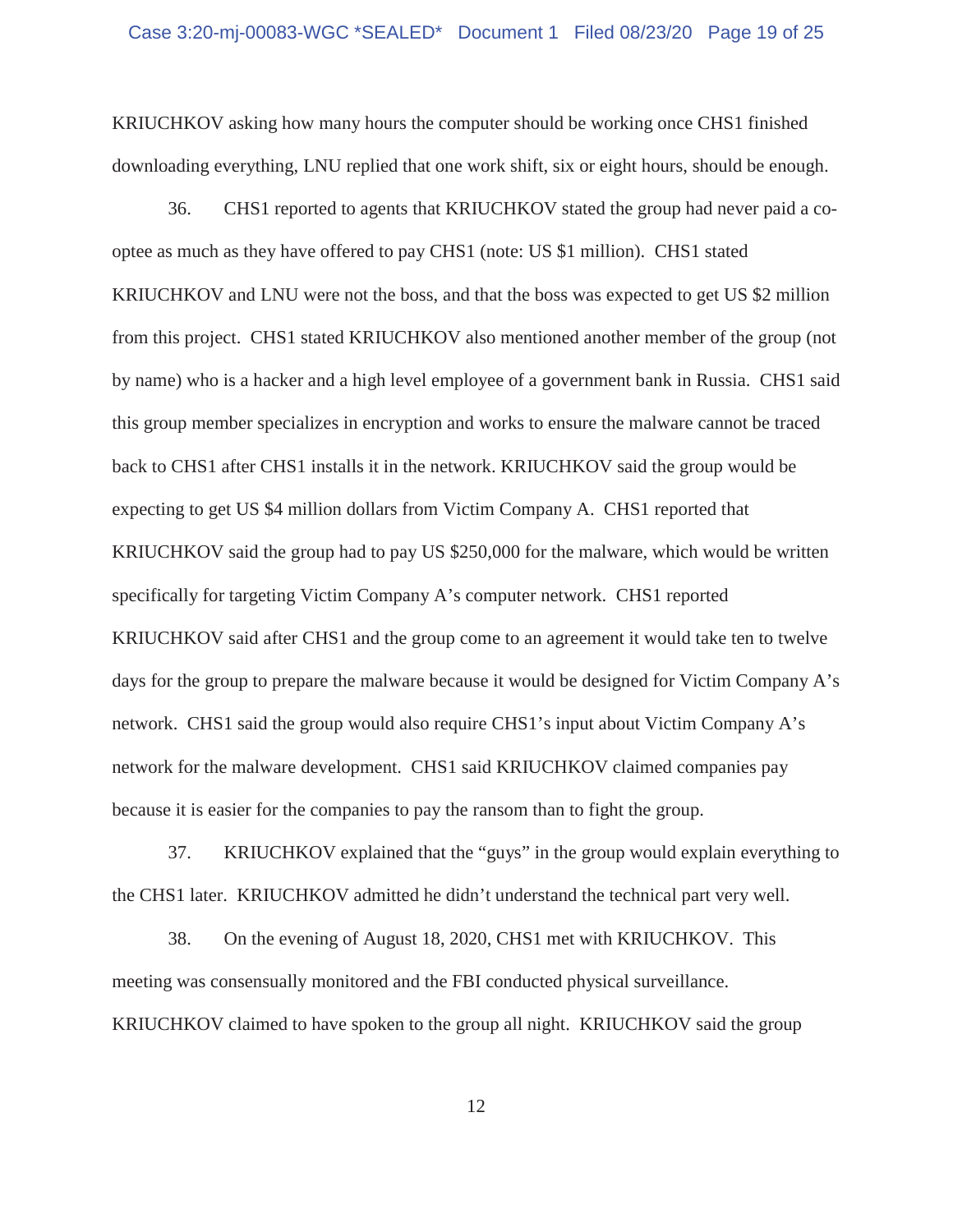KRIUCHKOV asking how many hours the computer should be working once CHS1 finished downloading everything, LNU replied that one work shift, six or eight hours, should be enough.

36. CHS1 reported to agents that KRIUCHKOV stated the group had never paid a co-optee as much as they have offered to pay CHS1 (note: US $1 million). CHS1 stated KRIUCHKOV and LNU were not the boss, and that the boss was expected to get US $2 million from this project. CHS1 stated KRIUCHKOV also mentioned another member of the group (not by name) who is a hacker and a high level employee of a government bank in Russia. CHS1 said this group member specializes in encryption and works to ensure the malware cannot be traced back to CHS1 after CHS1 installs it in the network. KRIUCHKOV said the group would be expecting to get US $4 million dollars from Victim Company A. CHS1 reported that KRIUCHKOV said the group had to pay US $250,000 for the malware, which would be written specifically for targeting Victim Company A's computer network. CHS1 reported KRIUCHKOV said after CHS1 and the group come to an agreement it would take ten to twelve days for the group to prepare the malware because it would be designed for Victim Company A's network. CHS1 said the group would also require CHS1's input about Victim Company A's network for the malware development. CHS1 said KRIUCHKOV claimed companies pay because it is easier for the companies to pay the ransom than to fight the group.

37. KRIUCHKOV explained that the "guys" in the group would explain everything to the CHS1 later. KRIUCHKOV admitted he didn't understand the technical part very well.

38. On the evening of August 18, 2020, CHS1 met with KRIUCHKOV. This meeting was consensually monitored and the FBI conducted physical surveillance. KRIUCHKOV claimed to have spoken to the group all night. KRIUCHKOV said the group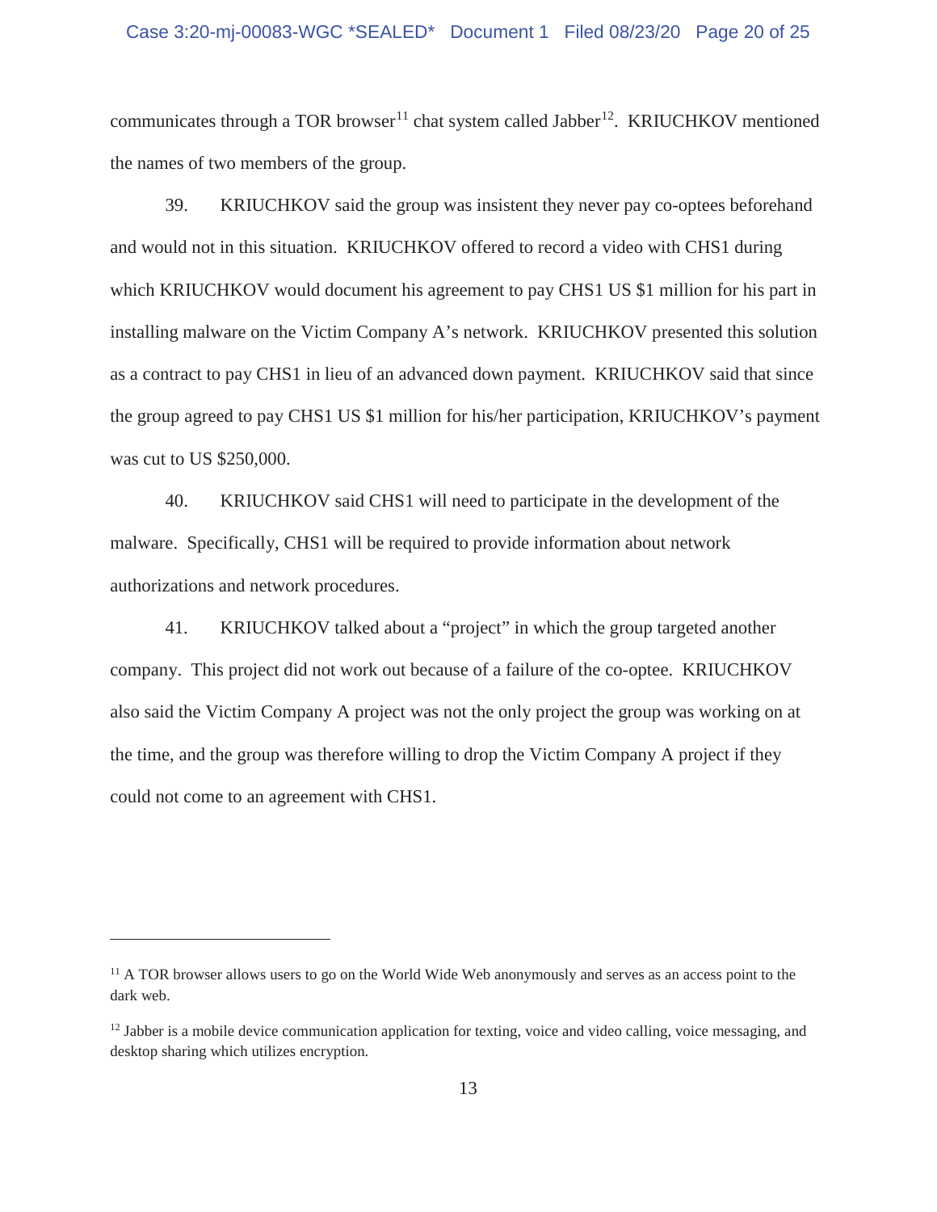communicates through a TOR browser[11] chat system called Jabber[12]. KRIUCHKOV mentioned the names of two members of the group.

39. KRIUCHKOV said the group was insistent they never pay co-optees beforehand and would not in this situation. KRIUCHKOV offered to record a video with CHS1 during which KRIUCHKOV would document his agreement to pay CHS1 US $1 million for his part in installing malware on the Victim Company A's network. KRIUCHKOV presented this solution as a contract to pay CHS1 in lieu of an advanced down payment. KRIUCHKOV said that since the group agreed to pay CHS1 US $1 million for his/her participation, KRIUCHKOV's payment was cut to US $250,000.

40. KRIUCHKOV said CHS1 will need to participate in the development of the malware. Specifically, CHS1 will be required to provide information about network authorizations and network procedures.

41. KRIUCHKOV talked about a "project" in which the group targeted another company. This project did not work out because of a failure of the co-optee. KRIUCHKOV also said the Victim Company A project was not the only project the group was working on at the time, and the group was therefore willing to drop the Victim Company A project if they could not come to an agreement with CHS1.

---

[11] A TOR browser allows users to go on the World Wide Web anonymously and serves as an access point to the dark web.

[12] Jabber is a mobile device communication application for texting, voice and video calling, voice messaging, and desktop sharing which utilizes encryption.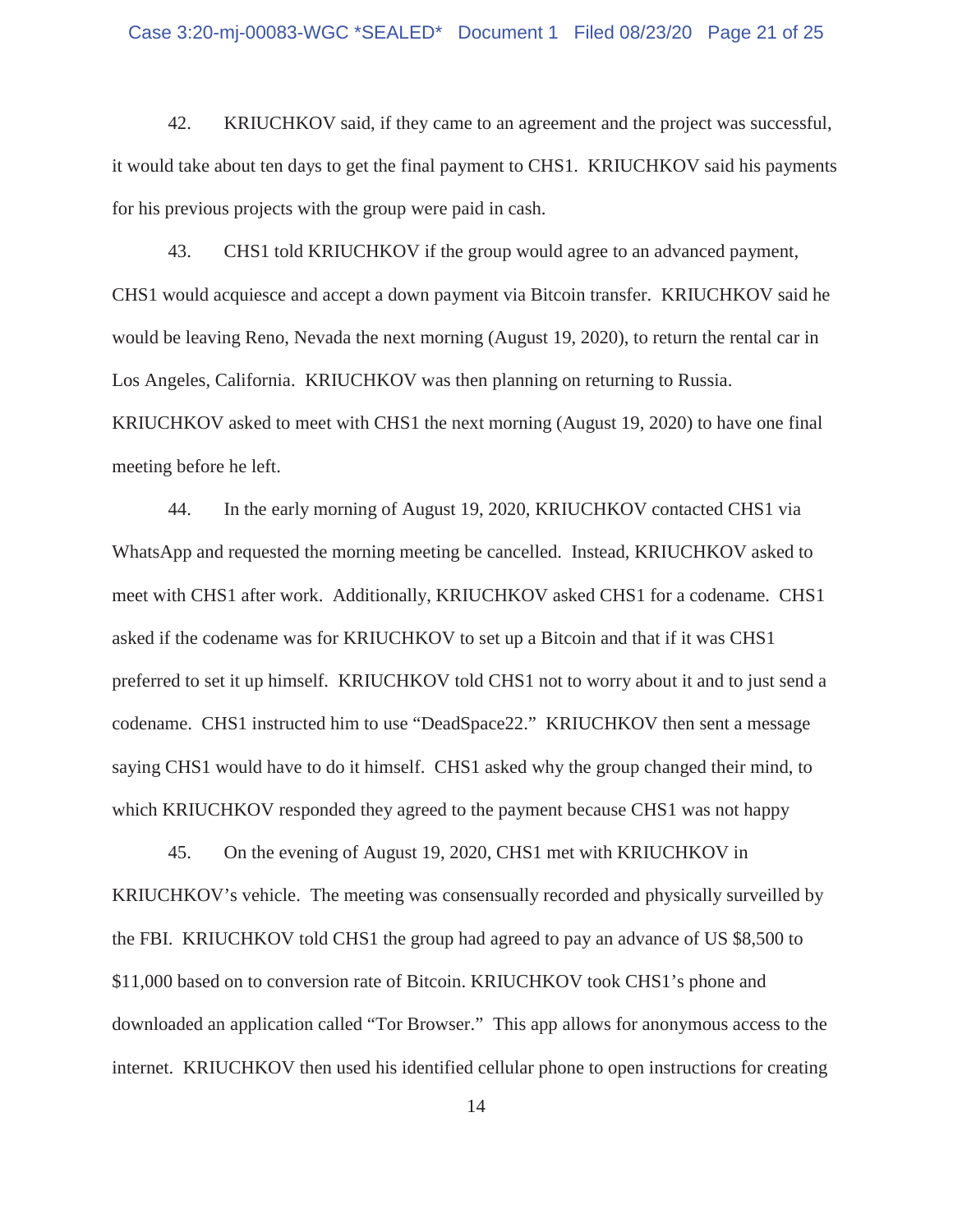42. KRIUCHKOV said, if they came to an agreement and the project was successful, it would take about ten days to get the final payment to CHS1. KRIUCHKOV said his payments for his previous projects with the group were paid in cash.

43. CHS1 told KRIUCHKOV if the group would agree to an advanced payment, CHS1 would acquiesce and accept a down payment via Bitcoin transfer. KRIUCHKOV said he would be leaving Reno, Nevada the next morning (August 19, 2020), to return the rental car in Los Angeles, California. KRIUCHKOV was then planning on returning to Russia. KRIUCHKOV asked to meet with CHS1 the next morning (August 19, 2020) to have one final meeting before he left.

44. In the early morning of August 19, 2020, KRIUCHKOV contacted CHS1 via WhatsApp and requested the morning meeting be cancelled. Instead, KRIUCHKOV asked to meet with CHS1 after work. Additionally, KRIUCHKOV asked CHS1 for a codename. CHS1 asked if the codename was for KRIUCHKOV to set up a Bitcoin and that if it was CHS1 preferred to set it up himself. KRIUCHKOV told CHS1 not to worry about it and to just send a codename. CHS1 instructed him to use "DeadSpace22." KRIUCHKOV then sent a message saying CHS1 would have to do it himself. CHS1 asked why the group changed their mind, to which KRIUCHKOV responded they agreed to the payment because CHS1 was not happy

45. On the evening of August 19, 2020, CHS1 met with KRIUCHKOV in KRIUCHKOV's vehicle. The meeting was consensually recorded and physically surveilled by the FBI. KRIUCHKOV told CHS1 the group had agreed to pay an advance of US $8,500 to $11,000 based on to conversion rate of Bitcoin. KRIUCHKOV took CHS1's phone and downloaded an application called "Tor Browser." This app allows for anonymous access to the internet. KRIUCHKOV then used his identified cellular phone to open instructions for creating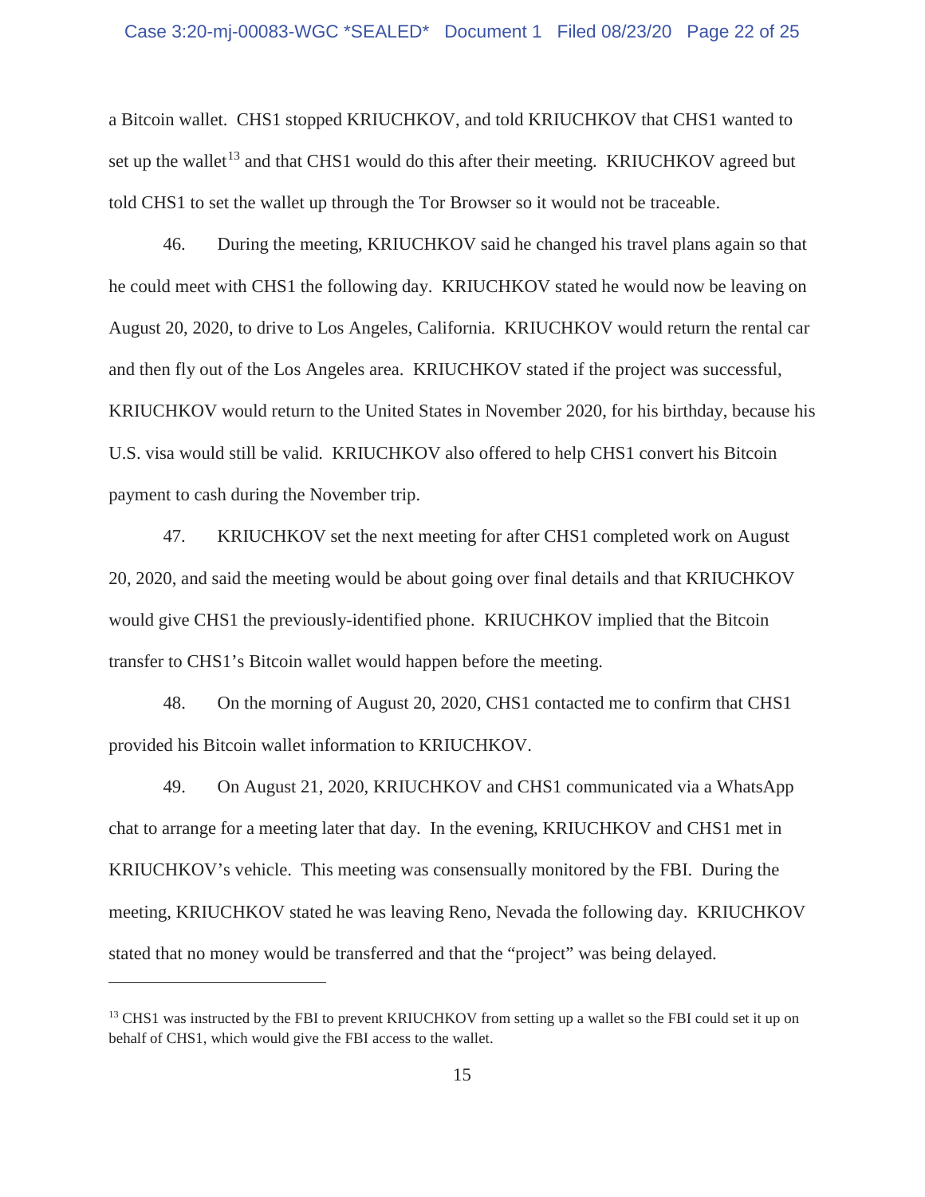a Bitcoin wallet. CHS1 stopped KRIUCHKOV, and told KRIUCHKOV that CHS1 wanted to set up the wallet[13] and that CHS1 would do this after their meeting. KRIUCHKOV agreed but told CHS1 to set the wallet up through the Tor Browser so it would not be traceable.

46. During the meeting, KRIUCHKOV said he changed his travel plans again so that he could meet with CHS1 the following day. KRIUCHKOV stated he would now be leaving on August 20, 2020, to drive to Los Angeles, California. KRIUCHKOV would return the rental car and then fly out of the Los Angeles area. KRIUCHKOV stated if the project was successful, KRIUCHKOV would return to the United States in November 2020, for his birthday, because his U.S. visa would still be valid. KRIUCHKOV also offered to help CHS1 convert his Bitcoin payment to cash during the November trip.

47. KRIUCHKOV set the next meeting for after CHS1 completed work on August 20, 2020, and said the meeting would be about going over final details and that KRIUCHKOV would give CHS1 the previously-identified phone. KRIUCHKOV implied that the Bitcoin transfer to CHS1's Bitcoin wallet would happen before the meeting.

48. On the morning of August 20, 2020, CHS1 contacted me to confirm that CHS1 provided his Bitcoin wallet information to KRIUCHKOV.

49. On August 21, 2020, KRIUCHKOV and CHS1 communicated via a WhatsApp chat to arrange for a meeting later that day. In the evening, KRIUCHKOV and CHS1 met in KRIUCHKOV's vehicle. This meeting was consensually monitored by the FBI. During the meeting, KRIUCHKOV stated he was leaving Reno, Nevada the following day. KRIUCHKOV stated that no money would be transferred and that the "project" was being delayed.

---

[13] CHS1 was instructed by the FBI to prevent KRIUCHKOV from setting up a wallet so the FBI could set it up on behalf of CHS1, which would give the FBI access to the wallet.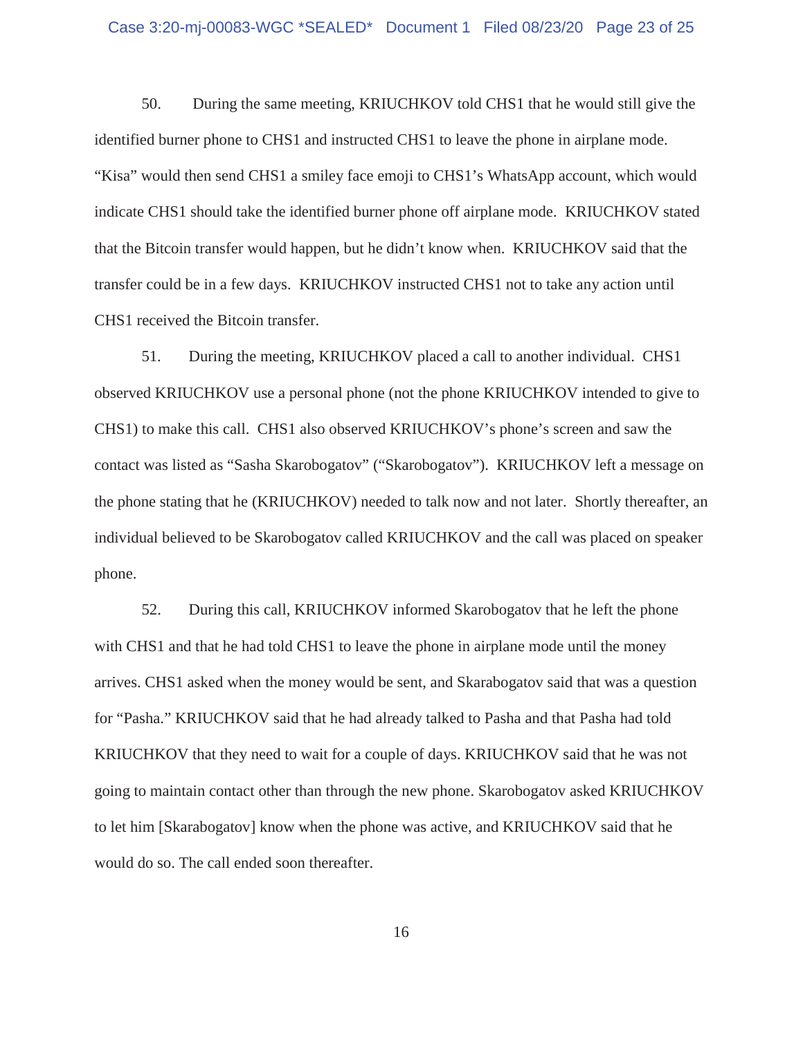50. During the same meeting, KRIUCHKOV told CHS1 that he would still give the identified burner phone to CHS1 and instructed CHS1 to leave the phone in airplane mode. "Kisa" would then send CHS1 a smiley face emoji to CHS1's WhatsApp account, which would indicate CHS1 should take the identified burner phone off airplane mode. KRIUCHKOV stated that the Bitcoin transfer would happen, but he didn't know when. KRIUCHKOV said that the transfer could be in a few days. KRIUCHKOV instructed CHS1 not to take any action until CHS1 received the Bitcoin transfer.

51. During the meeting, KRIUCHKOV placed a call to another individual. CHS1 observed KRIUCHKOV use a personal phone (not the phone KRIUCHKOV intended to give to CHS1) to make this call. CHS1 also observed KRIUCHKOV's phone's screen and saw the contact was listed as "Sasha Skarobogatov" ("Skarobogatov"). KRIUCHKOV left a message on the phone stating that he (KRIUCHKOV) needed to talk now and not later. Shortly thereafter, an individual believed to be Skarobogatov called KRIUCHKOV and the call was placed on speaker phone.

52. During this call, KRIUCHKOV informed Skarobogatov that he left the phone with CHS1 and that he had told CHS1 to leave the phone in airplane mode until the money arrives. CHS1 asked when the money would be sent, and Skarobogatov said that was a question for "Pasha." KRIUCHKOV said that he had already talked to Pasha and that Pasha had told KRIUCHKOV that they need to wait for a couple of days. KRIUCHKOV said that he was not going to maintain contact other than through the new phone. Skarobogatov asked KRIUCHKOV to let him [Skarabogatov] know when the phone was active, and KRIUCHKOV said that he would do so. The call ended soon thereafter.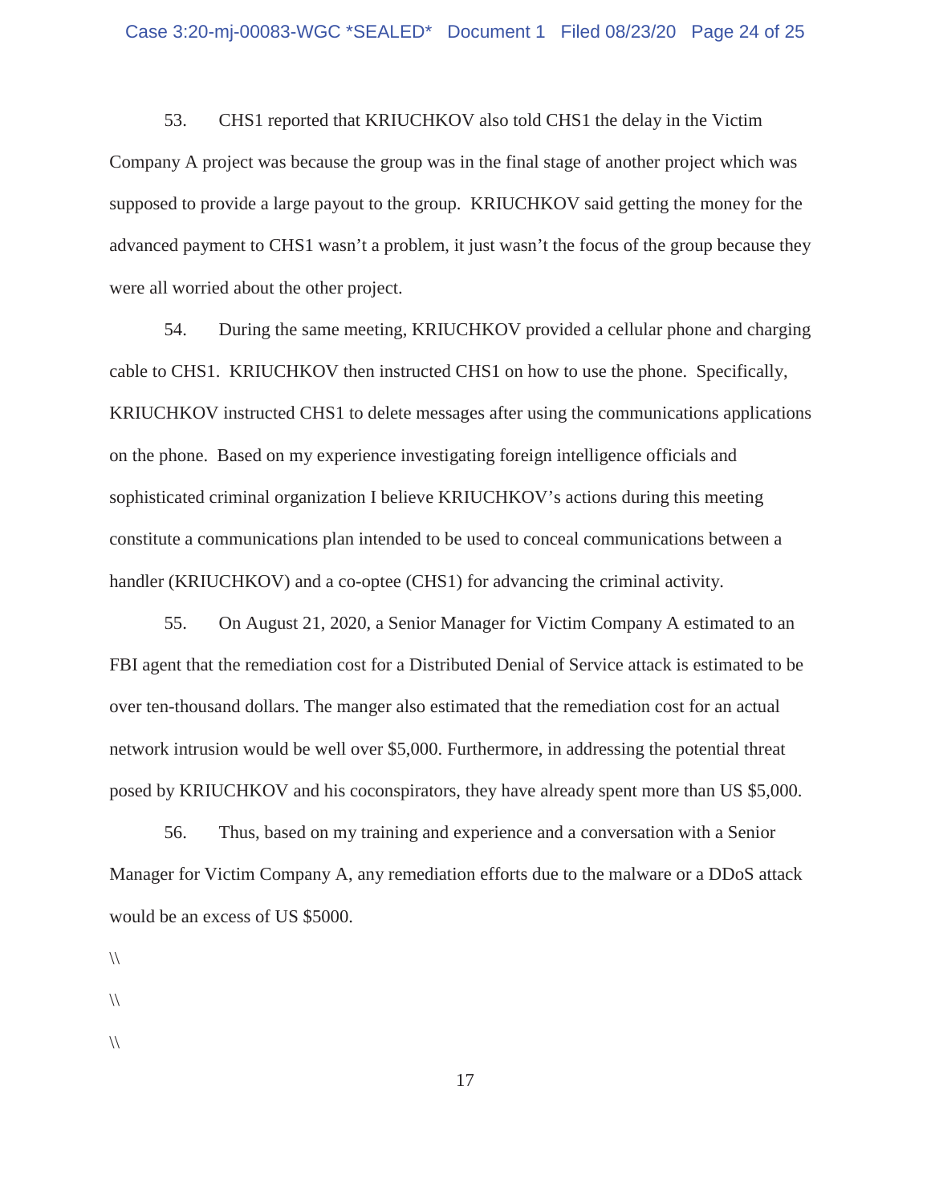53. CHS1 reported that KRIUCHKOV also told CHS1 the delay in the Victim Company A project was because the group was in the final stage of another project which was supposed to provide a large payout to the group. KRIUCHKOV said getting the money for the advanced payment to CHS1 wasn't a problem, it just wasn't the focus of the group because they were all worried about the other project.

54. During the same meeting, KRIUCHKOV provided a cellular phone and charging cable to CHS1. KRIUCHKOV then instructed CHS1 on how to use the phone. Specifically, KRIUCHKOV instructed CHS1 to delete messages after using the communications applications on the phone. Based on my experience investigating foreign intelligence officials and sophisticated criminal organization I believe KRIUCHKOV's actions during this meeting constitute a communications plan intended to be used to conceal communications between a handler (KRIUCHKOV) and a co-optee (CHS1) for advancing the criminal activity.

55. On August 21, 2020, a Senior Manager for Victim Company A estimated to an FBI agent that the remediation cost for a Distributed Denial of Service attack is estimated to be over ten-thousand dollars. The manger also estimated that the remediation cost for an actual network intrusion would be well over $5,000. Furthermore, in addressing the potential threat posed by KRIUCHKOV and his coconspirators, they have already spent more than US $5,000.

56. Thus, based on my training and experience and a conversation with a Senior Manager for Victim Company A, any remediation efforts due to the malware or a DDoS attack would be an excess of US $5000.

\\

\\

\\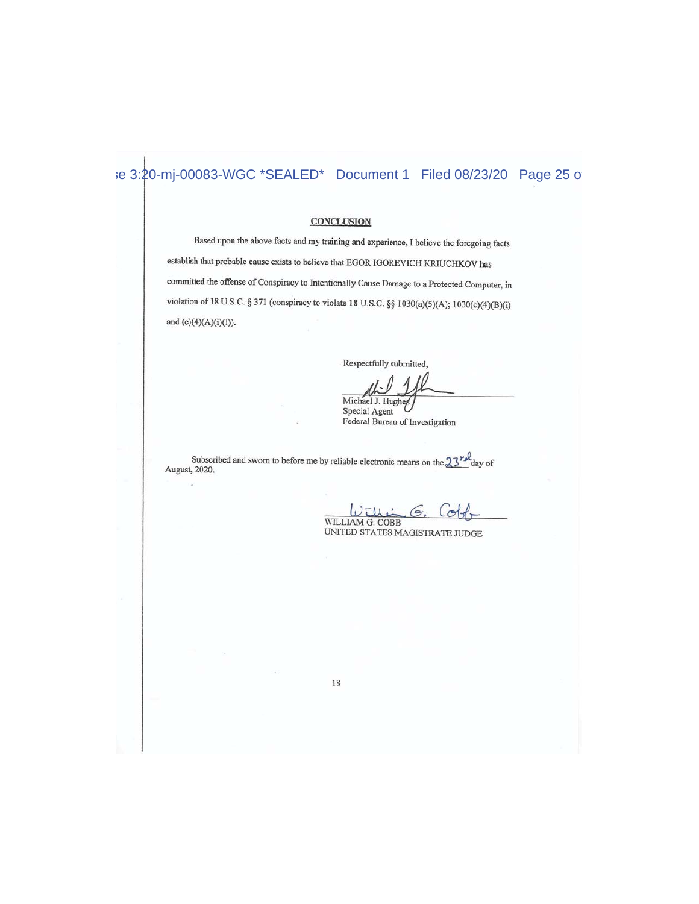## CONCLUSION

Based upon the above facts and my training and experience, I believe the foregoing facts establish that probable cause exists to believe that EGOR IGOREVICH KRIUCHKOV has committed the offense of Conspiracy to Intentionally Cause Damage to a Protected Computer, in violation of 18 U.S.C. § 371 (conspiracy to violate 18 U.S.C. §§ 1030(a)(5)(A); 1030(c)(4)(B)(i) and (c)(4)(A)(i)(I)).

Respectfully submitted,

Michael J. Hughes
Special Agent
Federal Bureau of Investigation

Subscribed and sworn to before me by reliable electronic means on the 23rd day of August, 2020.

WILLIAM G. COBB
UNITED STATES MAGISTRATE JUDGE